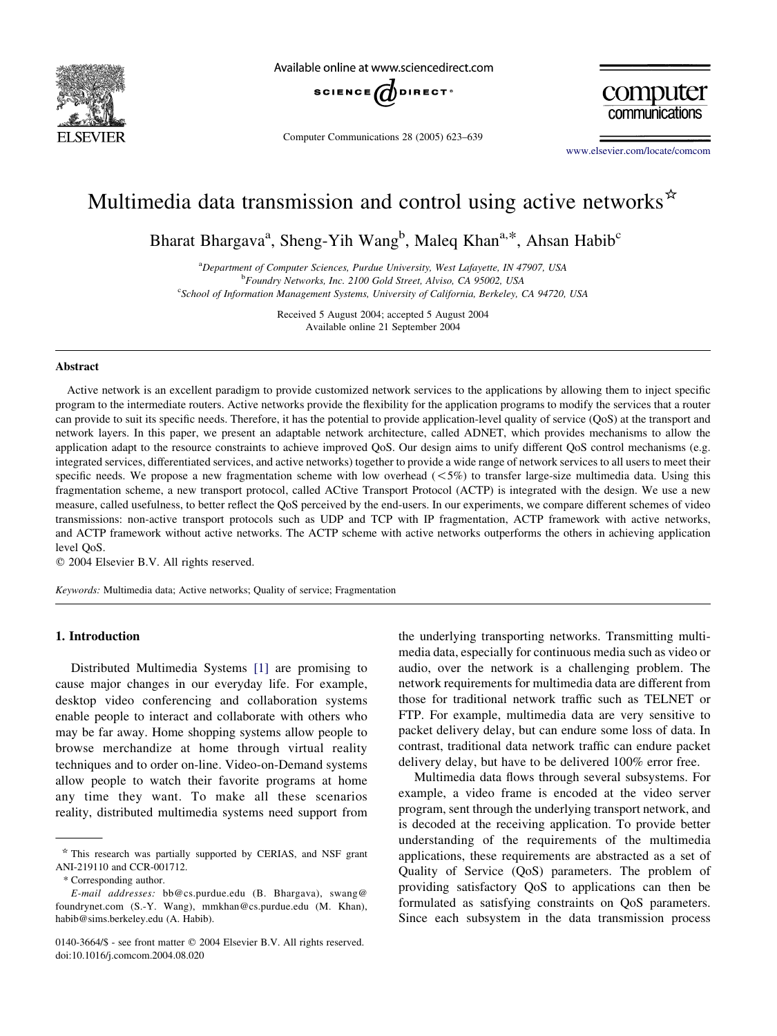# Multimedia data transmission and control using active networks[☆]

Bharat Bhargava[a], Sheng-Yih Wang[b], Maleq Khan[a,*], Ahsan Habib[c]

[a]Department of Computer Sciences, Purdue University, West Lafayette, IN 47907, USA
[b]Foundry Networks, Inc. 2100 Gold Street, Alviso, CA 95002, USA
[c]School of Information Management Systems, University of California, Berkeley, CA 94720, USA

Received 5 August 2004; accepted 5 August 2004
Available online 21 September 2004

## Abstract

Active network is an excellent paradigm to provide customized network services to the applications by allowing them to inject specific program to the intermediate routers. Active networks provide the flexibility for the application programs to modify the services that a router can provide to suit its specific needs. Therefore, it has the potential to provide application-level quality of service (QoS) at the transport and network layers. In this paper, we present an adaptable network architecture, called ADNET, which provides mechanisms to allow the application adapt to the resource constraints to achieve improved QoS. Our design aims to unify different QoS control mechanisms (e.g. integrated services, differentiated services, and active networks) together to provide a wide range of network services to all users to meet their specific needs. We propose a new fragmentation scheme with low overhead (<5%) to transfer large-size multimedia data. Using this fragmentation scheme, a new transport protocol, called ACtive Transport Protocol (ACTP) is integrated with the design. We use a new measure, called usefulness, to better reflect the QoS perceived by the end-users. In our experiments, we compare different schemes of video transmissions: non-active transport protocols such as UDP and TCP with IP fragmentation, ACTP framework with active networks, and ACTP framework without active networks. The ACTP scheme with active networks outperforms the others in achieving application level QoS.

© 2004 Elsevier B.V. All rights reserved.

*Keywords:* Multimedia data; Active networks; Quality of service; Fragmentation

## 1. Introduction

Distributed Multimedia Systems [1] are promising to cause major changes in our everyday life. For example, desktop video conferencing and collaboration systems enable people to interact and collaborate with others who may be far away. Home shopping systems allow people to browse merchandize at home through virtual reality techniques and to order on-line. Video-on-Demand systems allow people to watch their favorite programs at home any time they want. To make all these scenarios reality, distributed multimedia systems need support from the underlying transporting networks. Transmitting multimedia data, especially for continuous media such as video or audio, over the network is a challenging problem. The network requirements for multimedia data are different from those for traditional network traffic such as TELNET or FTP. For example, multimedia data are very sensitive to packet delivery delay, but can endure some loss of data. In contrast, traditional data network traffic can endure packet delivery delay, but have to be delivered 100% error free.

Multimedia data flows through several subsystems. For example, a video frame is encoded at the video server program, sent through the underlying transport network, and is decoded at the receiving application. To provide better understanding of the requirements of the multimedia applications, these requirements are abstracted as a set of Quality of Service (QoS) parameters. The problem of providing satisfactory QoS to applications can then be formulated as satisfying constraints on QoS parameters. Since each subsystem in the data transmission process

---

[☆] This research was partially supported by CERIAS, and NSF grant ANI-219110 and CCR-001712.

\* Corresponding author.

*E-mail addresses:* bb@cs.purdue.edu (B. Bhargava), swang@foundrynet.com (S.-Y. Wang), mmkhan@cs.purdue.edu (M. Khan), habib@sims.berkeley.edu (A. Habib).

0140-3664/$ - see front matter © 2004 Elsevier B.V. All rights reserved.
doi:10.1016/j.comcom.2004.08.020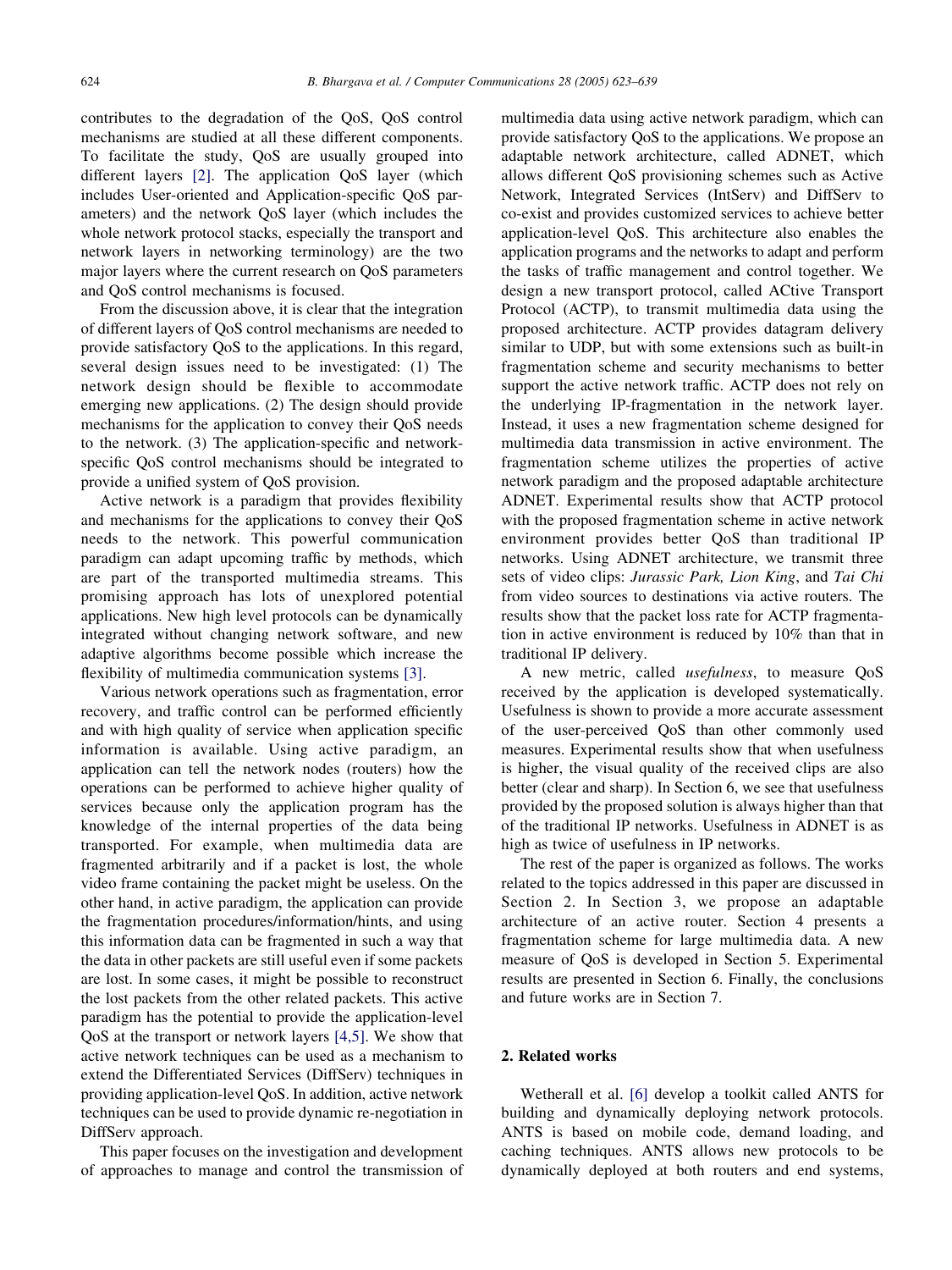contributes to the degradation of the QoS, QoS control mechanisms are studied at all these different components. To facilitate the study, QoS are usually grouped into different layers [2]. The application QoS layer (which includes User-oriented and Application-specific QoS parameters) and the network QoS layer (which includes the whole network protocol stacks, especially the transport and network layers in networking terminology) are the two major layers where the current research on QoS parameters and QoS control mechanisms is focused.

From the discussion above, it is clear that the integration of different layers of QoS control mechanisms are needed to provide satisfactory QoS to the applications. In this regard, several design issues need to be investigated: (1) The network design should be flexible to accommodate emerging new applications. (2) The design should provide mechanisms for the application to convey their QoS needs to the network. (3) The application-specific and network-specific QoS control mechanisms should be integrated to provide a unified system of QoS provision.

Active network is a paradigm that provides flexibility and mechanisms for the applications to convey their QoS needs to the network. This powerful communication paradigm can adapt upcoming traffic by methods, which are part of the transported multimedia streams. This promising approach has lots of unexplored potential applications. New high level protocols can be dynamically integrated without changing network software, and new adaptive algorithms become possible which increase the flexibility of multimedia communication systems [3].

Various network operations such as fragmentation, error recovery, and traffic control can be performed efficiently and with high quality of service when application specific information is available. Using active paradigm, an application can tell the network nodes (routers) how the operations can be performed to achieve higher quality of services because only the application program has the knowledge of the internal properties of the data being transported. For example, when multimedia data are fragmented arbitrarily and if a packet is lost, the whole video frame containing the packet might be useless. On the other hand, in active paradigm, the application can provide the fragmentation procedures/information/hints, and using this information data can be fragmented in such a way that the data in other packets are still useful even if some packets are lost. In some cases, it might be possible to reconstruct the lost packets from the other related packets. This active paradigm has the potential to provide the application-level QoS at the transport or network layers [4,5]. We show that active network techniques can be used as a mechanism to extend the Differentiated Services (DiffServ) techniques in providing application-level QoS. In addition, active network techniques can be used to provide dynamic re-negotiation in DiffServ approach.

This paper focuses on the investigation and development of approaches to manage and control the transmission of multimedia data using active network paradigm, which can provide satisfactory QoS to the applications. We propose an adaptable network architecture, called ADNET, which allows different QoS provisioning schemes such as Active Network, Integrated Services (IntServ) and DiffServ to co-exist and provides customized services to achieve better application-level QoS. This architecture also enables the application programs and the networks to adapt and perform the tasks of traffic management and control together. We design a new transport protocol, called ACtive Transport Protocol (ACTP), to transmit multimedia data using the proposed architecture. ACTP provides datagram delivery similar to UDP, but with some extensions such as built-in fragmentation scheme and security mechanisms to better support the active network traffic. ACTP does not rely on the underlying IP-fragmentation in the network layer. Instead, it uses a new fragmentation scheme designed for multimedia data transmission in active environment. The fragmentation scheme utilizes the properties of active network paradigm and the proposed adaptable architecture ADNET. Experimental results show that ACTP protocol with the proposed fragmentation scheme in active network environment provides better QoS than traditional IP networks. Using ADNET architecture, we transmit three sets of video clips: *Jurassic Park, Lion King*, and *Tai Chi* from video sources to destinations via active routers. The results show that the packet loss rate for ACTP fragmentation in active environment is reduced by 10% than that in traditional IP delivery.

A new metric, called *usefulness*, to measure QoS received by the application is developed systematically. Usefulness is shown to provide a more accurate assessment of the user-perceived QoS than other commonly used measures. Experimental results show that when usefulness is higher, the visual quality of the received clips are also better (clear and sharp). In Section 6, we see that usefulness provided by the proposed solution is always higher than that of the traditional IP networks. Usefulness in ADNET is as high as twice of usefulness in IP networks.

The rest of the paper is organized as follows. The works related to the topics addressed in this paper are discussed in Section 2. In Section 3, we propose an adaptable architecture of an active router. Section 4 presents a fragmentation scheme for large multimedia data. A new measure of QoS is developed in Section 5. Experimental results are presented in Section 6. Finally, the conclusions and future works are in Section 7.

## 2. Related works

Wetherall et al. [6] develop a toolkit called ANTS for building and dynamically deploying network protocols. ANTS is based on mobile code, demand loading, and caching techniques. ANTS allows new protocols to be dynamically deployed at both routers and end systems,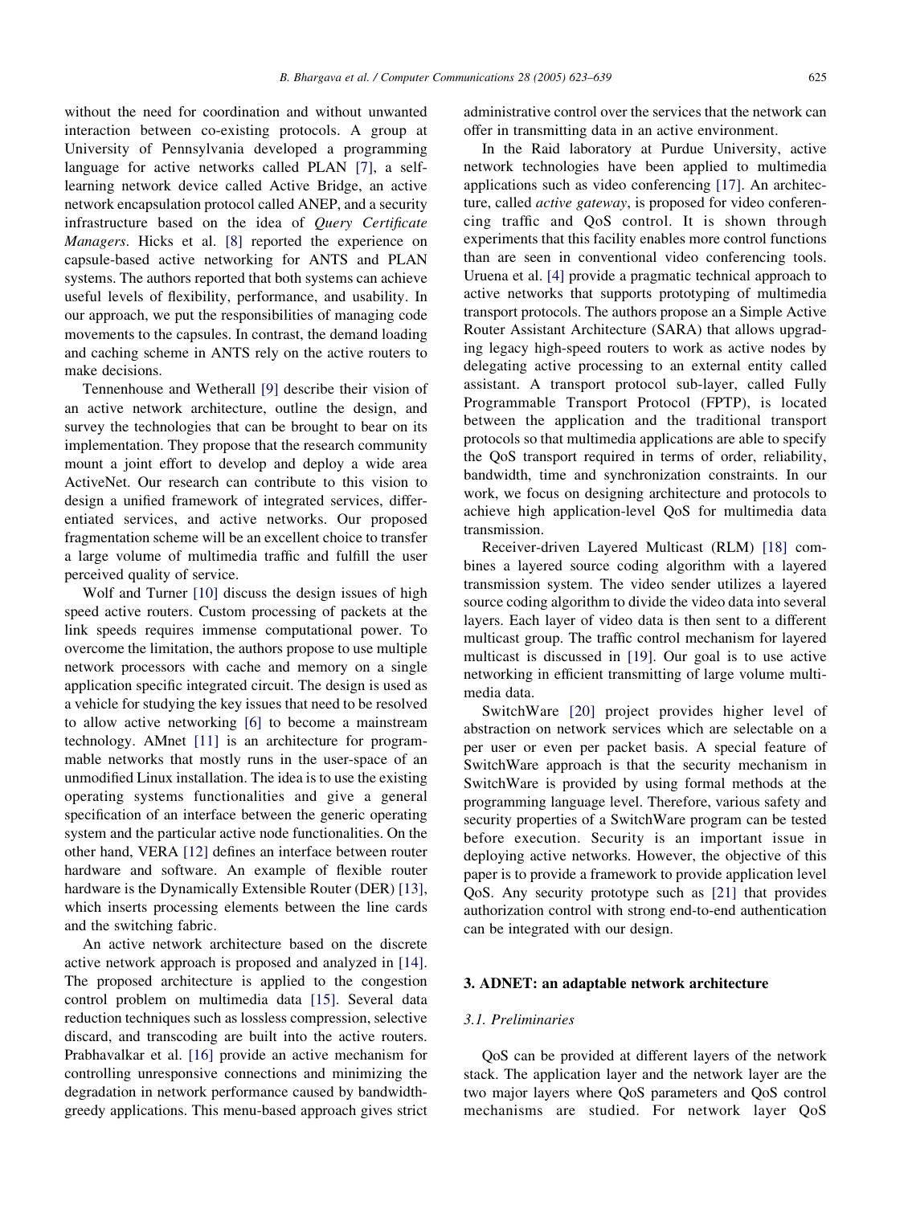without the need for coordination and without unwanted interaction between co-existing protocols. A group at University of Pennsylvania developed a programming language for active networks called PLAN [7], a self-learning network device called Active Bridge, an active network encapsulation protocol called ANEP, and a security infrastructure based on the idea of *Query Certificate Managers*. Hicks et al. [8] reported the experience on capsule-based active networking for ANTS and PLAN systems. The authors reported that both systems can achieve useful levels of flexibility, performance, and usability. In our approach, we put the responsibilities of managing code movements to the capsules. In contrast, the demand loading and caching scheme in ANTS rely on the active routers to make decisions.

Tennenhouse and Wetherall [9] describe their vision of an active network architecture, outline the design, and survey the technologies that can be brought to bear on its implementation. They propose that the research community mount a joint effort to develop and deploy a wide area ActiveNet. Our research can contribute to this vision to design a unified framework of integrated services, differentiated services, and active networks. Our proposed fragmentation scheme will be an excellent choice to transfer a large volume of multimedia traffic and fulfill the user perceived quality of service.

Wolf and Turner [10] discuss the design issues of high speed active routers. Custom processing of packets at the link speeds requires immense computational power. To overcome the limitation, the authors propose to use multiple network processors with cache and memory on a single application specific integrated circuit. The design is used as a vehicle for studying the key issues that need to be resolved to allow active networking [6] to become a mainstream technology. AMnet [11] is an architecture for programmable networks that mostly runs in the user-space of an unmodified Linux installation. The idea is to use the existing operating systems functionalities and give a general specification of an interface between the generic operating system and the particular active node functionalities. On the other hand, VERA [12] defines an interface between router hardware and software. An example of flexible router hardware is the Dynamically Extensible Router (DER) [13], which inserts processing elements between the line cards and the switching fabric.

An active network architecture based on the discrete active network approach is proposed and analyzed in [14]. The proposed architecture is applied to the congestion control problem on multimedia data [15]. Several data reduction techniques such as lossless compression, selective discard, and transcoding are built into the active routers. Prabhavalkar et al. [16] provide an active mechanism for controlling unresponsive connections and minimizing the degradation in network performance caused by bandwidth-greedy applications. This menu-based approach gives strict administrative control over the services that the network can offer in transmitting data in an active environment.

In the Raid laboratory at Purdue University, active network technologies have been applied to multimedia applications such as video conferencing [17]. An architecture, called *active gateway*, is proposed for video conferencing traffic and QoS control. It is shown through experiments that this facility enables more control functions than are seen in conventional video conferencing tools. Uruena et al. [4] provide a pragmatic technical approach to active networks that supports prototyping of multimedia transport protocols. The authors propose an a Simple Active Router Assistant Architecture (SARA) that allows upgrading legacy high-speed routers to work as active nodes by delegating active processing to an external entity called assistant. A transport protocol sub-layer, called Fully Programmable Transport Protocol (FPTP), is located between the application and the traditional transport protocols so that multimedia applications are able to specify the QoS transport required in terms of order, reliability, bandwidth, time and synchronization constraints. In our work, we focus on designing architecture and protocols to achieve high application-level QoS for multimedia data transmission.

Receiver-driven Layered Multicast (RLM) [18] combines a layered source coding algorithm with a layered transmission system. The video sender utilizes a layered source coding algorithm to divide the video data into several layers. Each layer of video data is then sent to a different multicast group. The traffic control mechanism for layered multicast is discussed in [19]. Our goal is to use active networking in efficient transmitting of large volume multimedia data.

SwitchWare [20] project provides higher level of abstraction on network services which are selectable on a per user or even per packet basis. A special feature of SwitchWare approach is that the security mechanism in SwitchWare is provided by using formal methods at the programming language level. Therefore, various safety and security properties of a SwitchWare program can be tested before execution. Security is an important issue in deploying active networks. However, the objective of this paper is to provide a framework to provide application level QoS. Any security prototype such as [21] that provides authorization control with strong end-to-end authentication can be integrated with our design.

## 3. ADNET: an adaptable network architecture

### 3.1. Preliminaries

QoS can be provided at different layers of the network stack. The application layer and the network layer are the two major layers where QoS parameters and QoS control mechanisms are studied. For network layer QoS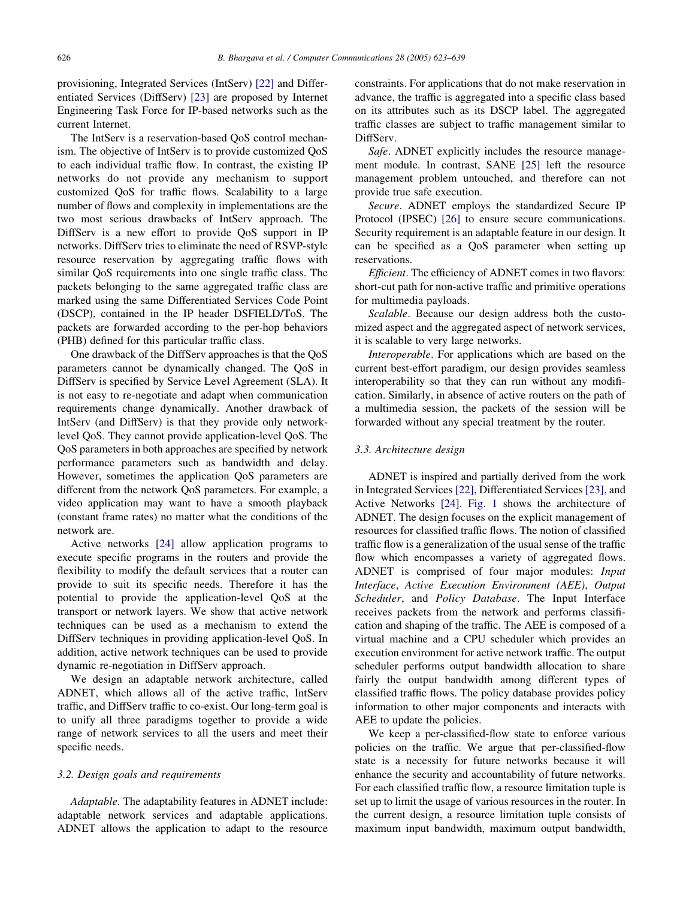provisioning, Integrated Services (IntServ) [22] and Differentiated Services (DiffServ) [23] are proposed by Internet Engineering Task Force for IP-based networks such as the current Internet.

The IntServ is a reservation-based QoS control mechanism. The objective of IntServ is to provide customized QoS to each individual traffic flow. In contrast, the existing IP networks do not provide any mechanism to support customized QoS for traffic flows. Scalability to a large number of flows and complexity in implementations are the two most serious drawbacks of IntServ approach. The DiffServ is a new effort to provide QoS support in IP networks. DiffServ tries to eliminate the need of RSVP-style resource reservation by aggregating traffic flows with similar QoS requirements into one single traffic class. The packets belonging to the same aggregated traffic class are marked using the same Differentiated Services Code Point (DSCP), contained in the IP header DSFIELD/ToS. The packets are forwarded according to the per-hop behaviors (PHB) defined for this particular traffic class.

One drawback of the DiffServ approaches is that the QoS parameters cannot be dynamically changed. The QoS in DiffServ is specified by Service Level Agreement (SLA). It is not easy to re-negotiate and adapt when communication requirements change dynamically. Another drawback of IntServ (and DiffServ) is that they provide only network-level QoS. They cannot provide application-level QoS. The QoS parameters in both approaches are specified by network performance parameters such as bandwidth and delay. However, sometimes the application QoS parameters are different from the network QoS parameters. For example, a video application may want to have a smooth playback (constant frame rates) no matter what the conditions of the network are.

Active networks [24] allow application programs to execute specific programs in the routers and provide the flexibility to modify the default services that a router can provide to suit its specific needs. Therefore it has the potential to provide the application-level QoS at the transport or network layers. We show that active network techniques can be used as a mechanism to extend the DiffServ techniques in providing application-level QoS. In addition, active network techniques can be used to provide dynamic re-negotiation in DiffServ approach.

We design an adaptable network architecture, called ADNET, which allows all of the active traffic, IntServ traffic, and DiffServ traffic to co-exist. Our long-term goal is to unify all three paradigms together to provide a wide range of network services to all the users and meet their specific needs.

### 3.2. Design goals and requirements

*Adaptable*. The adaptability features in ADNET include: adaptable network services and adaptable applications. ADNET allows the application to adapt to the resource constraints. For applications that do not make reservation in advance, the traffic is aggregated into a specific class based on its attributes such as its DSCP label. The aggregated traffic classes are subject to traffic management similar to DiffServ.

*Safe*. ADNET explicitly includes the resource management module. In contrast, SANE [25] left the resource management problem untouched, and therefore can not provide true safe execution.

*Secure*. ADNET employs the standardized Secure IP Protocol (IPSEC) [26] to ensure secure communications. Security requirement is an adaptable feature in our design. It can be specified as a QoS parameter when setting up reservations.

*Efficient*. The efficiency of ADNET comes in two flavors: short-cut path for non-active traffic and primitive operations for multimedia payloads.

*Scalable*. Because our design address both the customized aspect and the aggregated aspect of network services, it is scalable to very large networks.

*Interoperable*. For applications which are based on the current best-effort paradigm, our design provides seamless interoperability so that they can run without any modification. Similarly, in absence of active routers on the path of a multimedia session, the packets of the session will be forwarded without any special treatment by the router.

### 3.3. Architecture design

ADNET is inspired and partially derived from the work in Integrated Services [22], Differentiated Services [23], and Active Networks [24]. Fig. 1 shows the architecture of ADNET. The design focuses on the explicit management of resources for classified traffic flows. The notion of classified traffic flow is a generalization of the usual sense of the traffic flow which encompasses a variety of aggregated flows. ADNET is comprised of four major modules: *Input Interface*, *Active Execution Environment (AEE)*, *Output Scheduler*, and *Policy Database*. The Input Interface receives packets from the network and performs classification and shaping of the traffic. The AEE is composed of a virtual machine and a CPU scheduler which provides an execution environment for active network traffic. The output scheduler performs output bandwidth allocation to share fairly the output bandwidth among different types of classified traffic flows. The policy database provides policy information to other major components and interacts with AEE to update the policies.

We keep a per-classified-flow state to enforce various policies on the traffic. We argue that per-classified-flow state is a necessity for future networks because it will enhance the security and accountability of future networks. For each classified traffic flow, a resource limitation tuple is set up to limit the usage of various resources in the router. In the current design, a resource limitation tuple consists of maximum input bandwidth, maximum output bandwidth,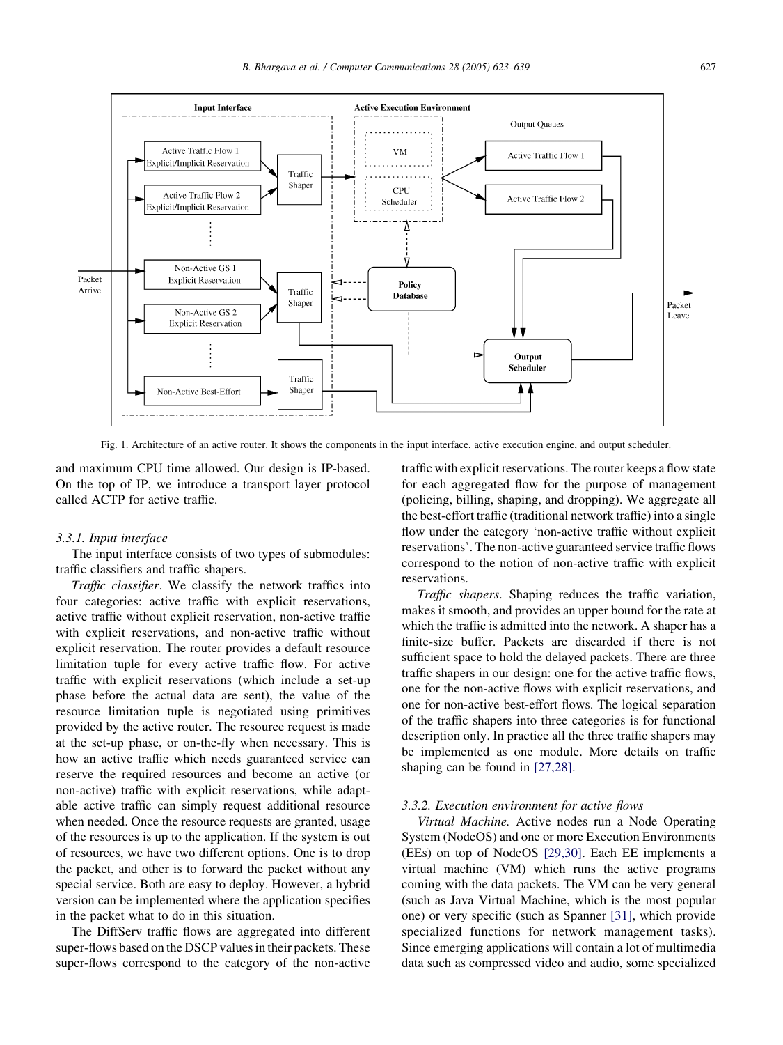Input Interface

Active Execution Environment

Output Queues

Active Traffic Flow 1
Explicit/Implicit Reservation

Active Traffic Flow 2
Explicit/Implicit Reservation

Traffic Shaper

VM

CPU Scheduler

Active Traffic Flow 1

Active Traffic Flow 2

Packet Arrive

Non-Active GS 1
Explicit Reservation

Non-Active GS 2
Explicit Reservation

Traffic Shaper

Policy Database

Packet Leave

Output Scheduler

Non-Active Best-Effort

Traffic Shaper

Fig. 1. Architecture of an active router. It shows the components in the input interface, active execution engine, and output scheduler.

and maximum CPU time allowed. Our design is IP-based. On the top of IP, we introduce a transport layer protocol called ACTP for active traffic.

### 3.3.1. Input interface

The input interface consists of two types of submodules: traffic classifiers and traffic shapers.

*Traffic classifier*. We classify the network traffics into four categories: active traffic with explicit reservations, active traffic without explicit reservation, non-active traffic with explicit reservations, and non-active traffic without explicit reservation. The router provides a default resource limitation tuple for every active traffic flow. For active traffic with explicit reservations (which include a set-up phase before the actual data are sent), the value of the resource limitation tuple is negotiated using primitives provided by the active router. The resource request is made at the set-up phase, or on-the-fly when necessary. This is how an active traffic which needs guaranteed service can reserve the required resources and become an active (or non-active) traffic with explicit reservations, while adaptable active traffic can simply request additional resource when needed. Once the resource requests are granted, usage of the resources is up to the application. If the system is out of resources, we have two different options. One is to drop the packet, and other is to forward the packet without any special service. Both are easy to deploy. However, a hybrid version can be implemented where the application specifies in the packet what to do in this situation.

The DiffServ traffic flows are aggregated into different super-flows based on the DSCP values in their packets. These super-flows correspond to the category of the non-active traffic with explicit reservations. The router keeps a flow state for each aggregated flow for the purpose of management (policing, billing, shaping, and dropping). We aggregate all the best-effort traffic (traditional network traffic) into a single flow under the category 'non-active traffic without explicit reservations'. The non-active guaranteed service traffic flows correspond to the notion of non-active traffic with explicit reservations.

*Traffic shapers*. Shaping reduces the traffic variation, makes it smooth, and provides an upper bound for the rate at which the traffic is admitted into the network. A shaper has a finite-size buffer. Packets are discarded if there is not sufficient space to hold the delayed packets. There are three traffic shapers in our design: one for the active traffic flows, one for the non-active flows with explicit reservations, and one for non-active best-effort flows. The logical separation of the traffic shapers into three categories is for functional description only. In practice all the three traffic shapers may be implemented as one module. More details on traffic shaping can be found in [27,28].

### 3.3.2. Execution environment for active flows

*Virtual Machine.* Active nodes run a Node Operating System (NodeOS) and one or more Execution Environments (EEs) on top of NodeOS [29,30]. Each EE implements a virtual machine (VM) which runs the active programs coming with the data packets. The VM can be very general (such as Java Virtual Machine, which is the most popular one) or very specific (such as Spanner [31], which provide specialized functions for network management tasks). Since emerging applications will contain a lot of multimedia data such as compressed video and audio, some specialized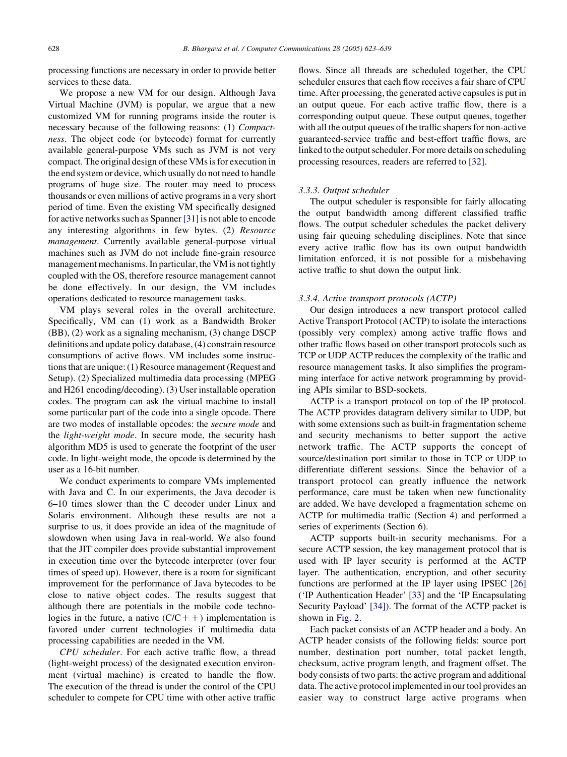processing functions are necessary in order to provide better services to these data.

We propose a new VM for our design. Although Java Virtual Machine (JVM) is popular, we argue that a new customized VM for running programs inside the router is necessary because of the following reasons: (1) *Compactness*. The object code (or bytecode) format for currently available general-purpose VMs such as JVM is not very compact. The original design of these VMs is for execution in the end system or device, which usually do not need to handle programs of huge size. The router may need to process thousands or even millions of active programs in a very short period of time. Even the existing VM specifically designed for active networks such as Spanner [31] is not able to encode any interesting algorithms in few bytes. (2) *Resource management*. Currently available general-purpose virtual machines such as JVM do not include fine-grain resource management mechanisms. In particular, the VM is not tightly coupled with the OS, therefore resource management cannot be done effectively. In our design, the VM includes operations dedicated to resource management tasks.

VM plays several roles in the overall architecture. Specifically, VM can (1) work as a Bandwidth Broker (BB), (2) work as a signaling mechanism, (3) change DSCP definitions and update policy database, (4) constrain resource consumptions of active flows. VM includes some instructions that are unique: (1) Resource management (Request and Setup). (2) Specialized multimedia data processing (MPEG and H261 encoding/decoding). (3) User installable operation codes. The program can ask the virtual machine to install some particular part of the code into a single opcode. There are two modes of installable opcodes: the *secure mode* and the *light-weight mode*. In secure mode, the security hash algorithm MD5 is used to generate the footprint of the user code. In light-weight mode, the opcode is determined by the user as a 16-bit number.

We conduct experiments to compare VMs implemented with Java and C. In our experiments, the Java decoder is 6–10 times slower than the C decoder under Linux and Solaris environment. Although these results are not a surprise to us, it does provide an idea of the magnitude of slowdown when using Java in real-world. We also found that the JIT compiler does provide substantial improvement in execution time over the bytecode interpreter (over four times of speed up). However, there is a room for significant improvement for the performance of Java bytecodes to be close to native object codes. The results suggest that although there are potentials in the mobile code technologies in the future, a native (C/C++) implementation is favored under current technologies if multimedia data processing capabilities are needed in the VM.

*CPU scheduler*. For each active traffic flow, a thread (light-weight process) of the designated execution environment (virtual machine) is created to handle the flow. The execution of the thread is under the control of the CPU scheduler to compete for CPU time with other active traffic flows. Since all threads are scheduled together, the CPU scheduler ensures that each flow receives a fair share of CPU time. After processing, the generated active capsules is put in an output queue. For each active traffic flow, there is a corresponding output queue. These output queues, together with all the output queues of the traffic shapers for non-active guaranteed-service traffic and best-effort traffic flows, are linked to the output scheduler. For more details on scheduling processing resources, readers are referred to [32].

### 3.3.3. Output scheduler

The output scheduler is responsible for fairly allocating the output bandwidth among different classified traffic flows. The output scheduler schedules the packet delivery using fair queuing scheduling disciplines. Note that since every active traffic flow has its own output bandwidth limitation enforced, it is not possible for a misbehaving active traffic to shut down the output link.

### 3.3.4. Active transport protocols (ACTP)

Our design introduces a new transport protocol called Active Transport Protocol (ACTP) to isolate the interactions (possibly very complex) among active traffic flows and other traffic flows based on other transport protocols such as TCP or UDP ACTP reduces the complexity of the traffic and resource management tasks. It also simplifies the programming interface for active network programming by providing APIs similar to BSD-sockets.

ACTP is a transport protocol on top of the IP protocol. The ACTP provides datagram delivery similar to UDP, but with some extensions such as built-in fragmentation scheme and security mechanisms to better support the active network traffic. The ACTP supports the concept of source/destination port similar to those in TCP or UDP to differentiate different sessions. Since the behavior of a transport protocol can greatly influence the network performance, care must be taken when new functionality are added. We have developed a fragmentation scheme on ACTP for multimedia traffic (Section 4) and performed a series of experiments (Section 6).

ACTP supports built-in security mechanisms. For a secure ACTP session, the key management protocol that is used with IP layer security is performed at the ACTP layer. The authentication, encryption, and other security functions are performed at the IP layer using IPSEC [26] ('IP Authentication Header' [33] and the 'IP Encapsulating Security Payload' [34]). The format of the ACTP packet is shown in Fig. 2.

Each packet consists of an ACTP header and a body. An ACTP header consists of the following fields: source port number, destination port number, total packet length, checksum, active program length, and fragment offset. The body consists of two parts: the active program and additional data. The active protocol implemented in our tool provides an easier way to construct large active programs when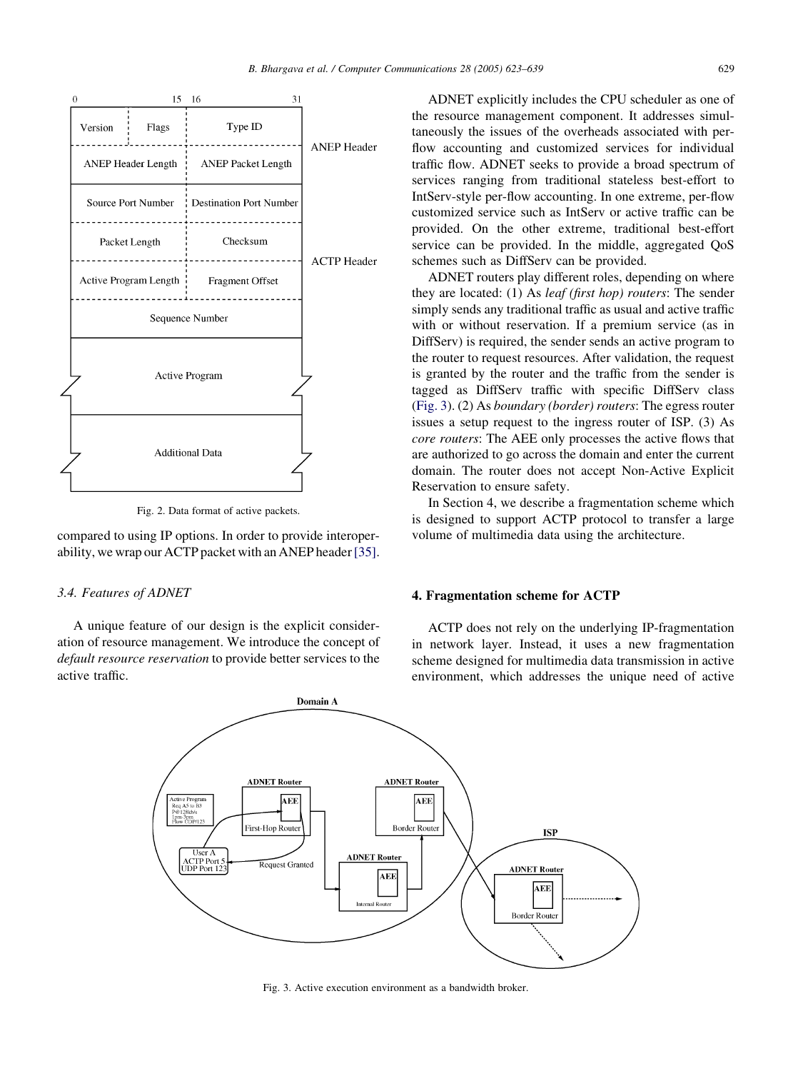Fig. 2. Data format of active packets.

compared to using IP options. In order to provide interoperability, we wrap our ACTP packet with an ANEP header [35].

### 3.4. Features of ADNET

A unique feature of our design is the explicit consideration of resource management. We introduce the concept of *default resource reservation* to provide better services to the active traffic.

ADNET explicitly includes the CPU scheduler as one of the resource management component. It addresses simultaneously the issues of the overheads associated with per-flow accounting and customized services for individual traffic flow. ADNET seeks to provide a broad spectrum of services ranging from traditional stateless best-effort to IntServ-style per-flow accounting. In one extreme, per-flow customized service such as IntServ or active traffic can be provided. On the other extreme, traditional best-effort service can be provided. In the middle, aggregated QoS schemes such as DiffServ can be provided.

ADNET routers play different roles, depending on where they are located: (1) As *leaf (first hop) routers*: The sender simply sends any traditional traffic as usual and active traffic with or without reservation. If a premium service (as in DiffServ) is required, the sender sends an active program to the router to request resources. After validation, the request is granted by the router and the traffic from the sender is tagged as DiffServ traffic with specific DiffServ class (Fig. 3). (2) As *boundary (border) routers*: The egress router issues a setup request to the ingress router of ISP. (3) As *core routers*: The AEE only processes the active flows that are authorized to go across the domain and enter the current domain. The router does not accept Non-Active Explicit Reservation to ensure safety.

In Section 4, we describe a fragmentation scheme which is designed to support ACTP protocol to transfer a large volume of multimedia data using the architecture.

## 4. Fragmentation scheme for ACTP

ACTP does not rely on the underlying IP-fragmentation in network layer. Instead, it uses a new fragmentation scheme designed for multimedia data transmission in active environment, which addresses the unique need of active

Fig. 3. Active execution environment as a bandwidth broker.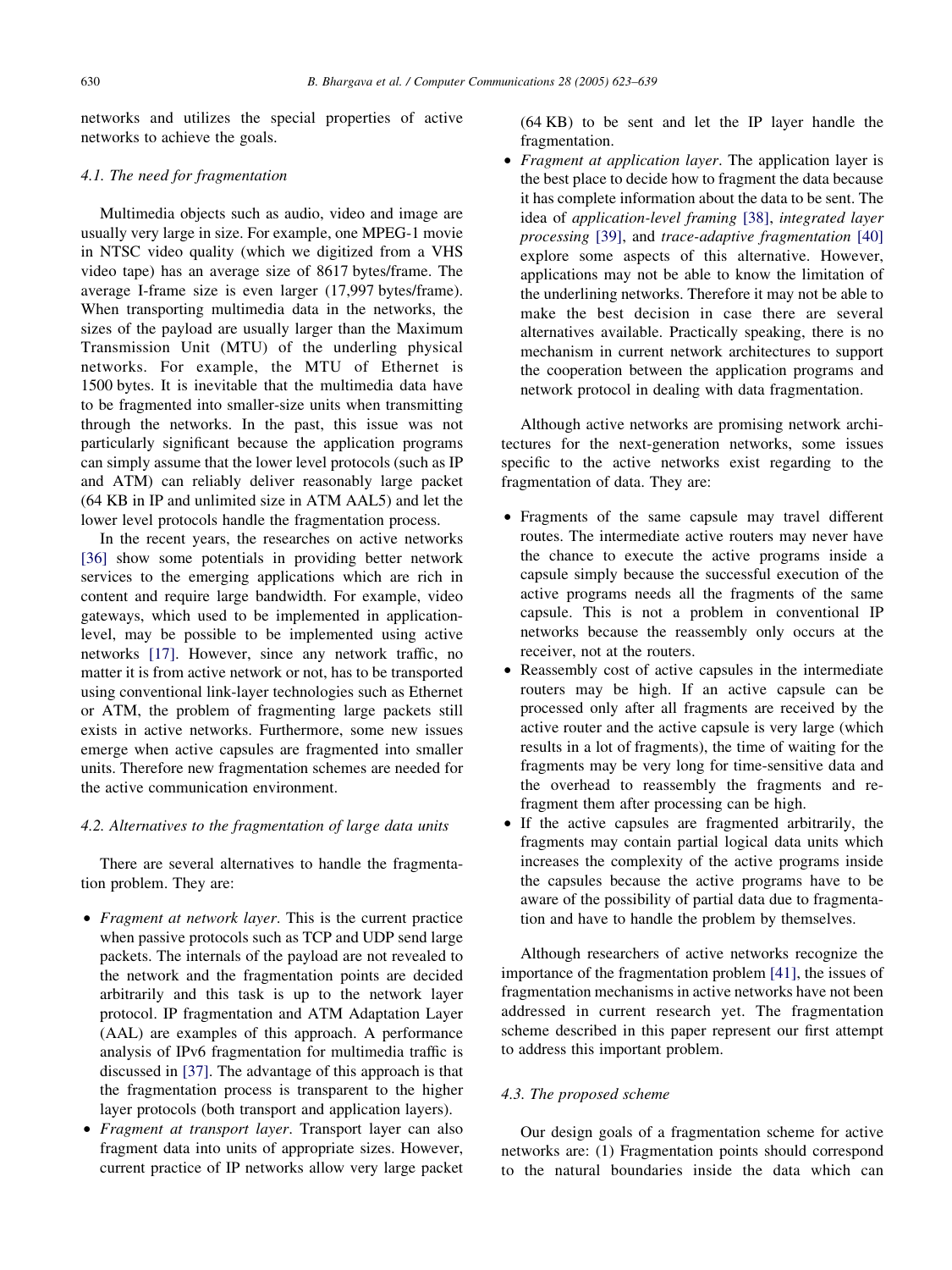networks and utilizes the special properties of active networks to achieve the goals.

### 4.1. The need for fragmentation

Multimedia objects such as audio, video and image are usually very large in size. For example, one MPEG-1 movie in NTSC video quality (which we digitized from a VHS video tape) has an average size of 8617 bytes/frame. The average I-frame size is even larger (17,997 bytes/frame). When transporting multimedia data in the networks, the sizes of the payload are usually larger than the Maximum Transmission Unit (MTU) of the underling physical networks. For example, the MTU of Ethernet is 1500 bytes. It is inevitable that the multimedia data have to be fragmented into smaller-size units when transmitting through the networks. In the past, this issue was not particularly significant because the application programs can simply assume that the lower level protocols (such as IP and ATM) can reliably deliver reasonably large packet (64 KB in IP and unlimited size in ATM AAL5) and let the lower level protocols handle the fragmentation process.

In the recent years, the researches on active networks [36] show some potentials in providing better network services to the emerging applications which are rich in content and require large bandwidth. For example, video gateways, which used to be implemented in application-level, may be possible to be implemented using active networks [17]. However, since any network traffic, no matter it is from active network or not, has to be transported using conventional link-layer technologies such as Ethernet or ATM, the problem of fragmenting large packets still exists in active networks. Furthermore, some new issues emerge when active capsules are fragmented into smaller units. Therefore new fragmentation schemes are needed for the active communication environment.

### 4.2. Alternatives to the fragmentation of large data units

There are several alternatives to handle the fragmentation problem. They are:

- *Fragment at network layer*. This is the current practice when passive protocols such as TCP and UDP send large packets. The internals of the payload are not revealed to the network and the fragmentation points are decided arbitrarily and this task is up to the network layer protocol. IP fragmentation and ATM Adaptation Layer (AAL) are examples of this approach. A performance analysis of IPv6 fragmentation for multimedia traffic is discussed in [37]. The advantage of this approach is that the fragmentation process is transparent to the higher layer protocols (both transport and application layers).
- *Fragment at transport layer*. Transport layer can also fragment data into units of appropriate sizes. However, current practice of IP networks allow very large packet (64 KB) to be sent and let the IP layer handle the fragmentation.
- *Fragment at application layer*. The application layer is the best place to decide how to fragment the data because it has complete information about the data to be sent. The idea of *application-level framing* [38], *integrated layer processing* [39], and *trace-adaptive fragmentation* [40] explore some aspects of this alternative. However, applications may not be able to know the limitation of the underlining networks. Therefore it may not be able to make the best decision in case there are several alternatives available. Practically speaking, there is no mechanism in current network architectures to support the cooperation between the application programs and network protocol in dealing with data fragmentation.

Although active networks are promising network architectures for the next-generation networks, some issues specific to the active networks exist regarding to the fragmentation of data. They are:

- Fragments of the same capsule may travel different routes. The intermediate active routers may never have the chance to execute the active programs inside a capsule simply because the successful execution of the active programs needs all the fragments of the same capsule. This is not a problem in conventional IP networks because the reassembly only occurs at the receiver, not at the routers.
- Reassembly cost of active capsules in the intermediate routers may be high. If an active capsule can be processed only after all fragments are received by the active router and the active capsule is very large (which results in a lot of fragments), the time of waiting for the fragments may be very long for time-sensitive data and the overhead to reassembly the fragments and re-fragment them after processing can be high.
- If the active capsules are fragmented arbitrarily, the fragments may contain partial logical data units which increases the complexity of the active programs inside the capsules because the active programs have to be aware of the possibility of partial data due to fragmentation and have to handle the problem by themselves.

Although researchers of active networks recognize the importance of the fragmentation problem [41], the issues of fragmentation mechanisms in active networks have not been addressed in current research yet. The fragmentation scheme described in this paper represent our first attempt to address this important problem.

### 4.3. The proposed scheme

Our design goals of a fragmentation scheme for active networks are: (1) Fragmentation points should correspond to the natural boundaries inside the data which can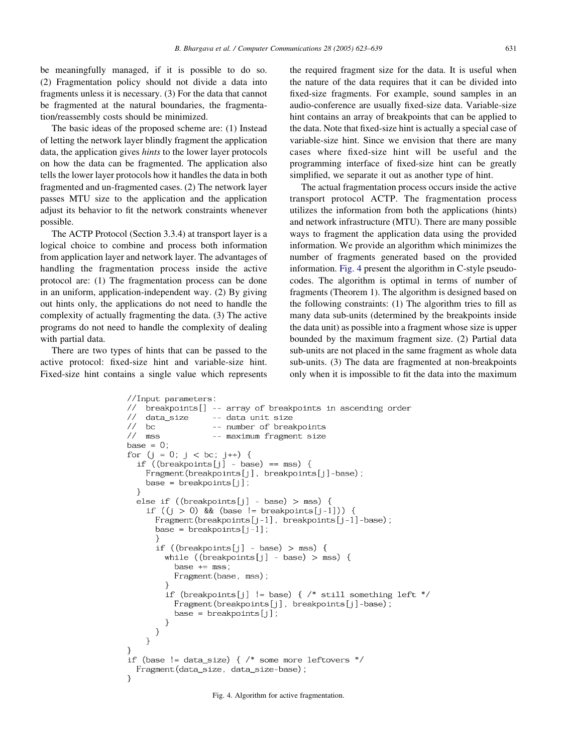be meaningfully managed, if it is possible to do so. (2) Fragmentation policy should not divide a data into fragments unless it is necessary. (3) For the data that cannot be fragmented at the natural boundaries, the fragmentation/reassembly costs should be minimized.

The basic ideas of the proposed scheme are: (1) Instead of letting the network layer blindly fragment the application data, the application gives *hints* to the lower layer protocols on how the data can be fragmented. The application also tells the lower layer protocols how it handles the data in both fragmented and un-fragmented cases. (2) The network layer passes MTU size to the application and the application adjust its behavior to fit the network constraints whenever possible.

The ACTP Protocol (Section 3.3.4) at transport layer is a logical choice to combine and process both information from application layer and network layer. The advantages of handling the fragmentation process inside the active protocol are: (1) The fragmentation process can be done in an uniform, application-independent way. (2) By giving out hints only, the applications do not need to handle the complexity of actually fragmenting the data. (3) The active programs do not need to handle the complexity of dealing with partial data.

There are two types of hints that can be passed to the active protocol: fixed-size hint and variable-size hint. Fixed-size hint contains a single value which represents the required fragment size for the data. It is useful when the nature of the data requires that it can be divided into fixed-size fragments. For example, sound samples in an audio-conference are usually fixed-size data. Variable-size hint contains an array of breakpoints that can be applied to the data. Note that fixed-size hint is actually a special case of variable-size hint. Since we envision that there are many cases where fixed-size hint will be useful and the programming interface of fixed-size hint can be greatly simplified, we separate it out as another type of hint.

The actual fragmentation process occurs inside the active transport protocol ACTP. The fragmentation process utilizes the information from both the applications (hints) and network infrastructure (MTU). There are many possible ways to fragment the application data using the provided information. We provide an algorithm which minimizes the number of fragments generated based on the provided information. Fig. 4 present the algorithm in C-style pseudo-codes. The algorithm is optimal in terms of number of fragments (Theorem 1). The algorithm is designed based on the following constraints: (1) The algorithm tries to fill as many data sub-units (determined by the breakpoints inside the data unit) as possible into a fragment whose size is upper bounded by the maximum fragment size. (2) Partial data sub-units are not placed in the same fragment as whole data sub-units. (3) The data are fragmented at non-breakpoints only when it is impossible to fit the data into the maximum

```
//Input parameters:
//  breakpoints[] -- array of breakpoints in ascending order
//  data_size     -- data unit size
//  bc            -- number of breakpoints
//  mss           -- maximum fragment size
base = 0;
for (j = 0; j < bc; j++) {
  if ((breakpoints[j] - base) == mss) {
    Fragment(breakpoints[j], breakpoints[j]-base);
    base = breakpoints[j];
  }
  else if ((breakpoints[j] - base) > mss) {
    if ((j > 0) && (base != breakpoints[j-1])) {
      Fragment(breakpoints[j-1], breakpoints[j-1]-base);
      base = breakpoints[j-1];
      }
      if ((breakpoints[j] - base) > mss) {
        while ((breakpoints[j] - base) > mss) {
          base += mss;
          Fragment(base, mss);
        }
        if (breakpoints[j] != base) { /* still something left */
          Fragment(breakpoints[j], breakpoints[j]-base);
          base = breakpoints[j];
        }
      }
    }
}
if (base != data_size) { /* some more leftovers */
  Fragment(data_size, data_size-base);
}
```

Fig. 4. Algorithm for active fragmentation.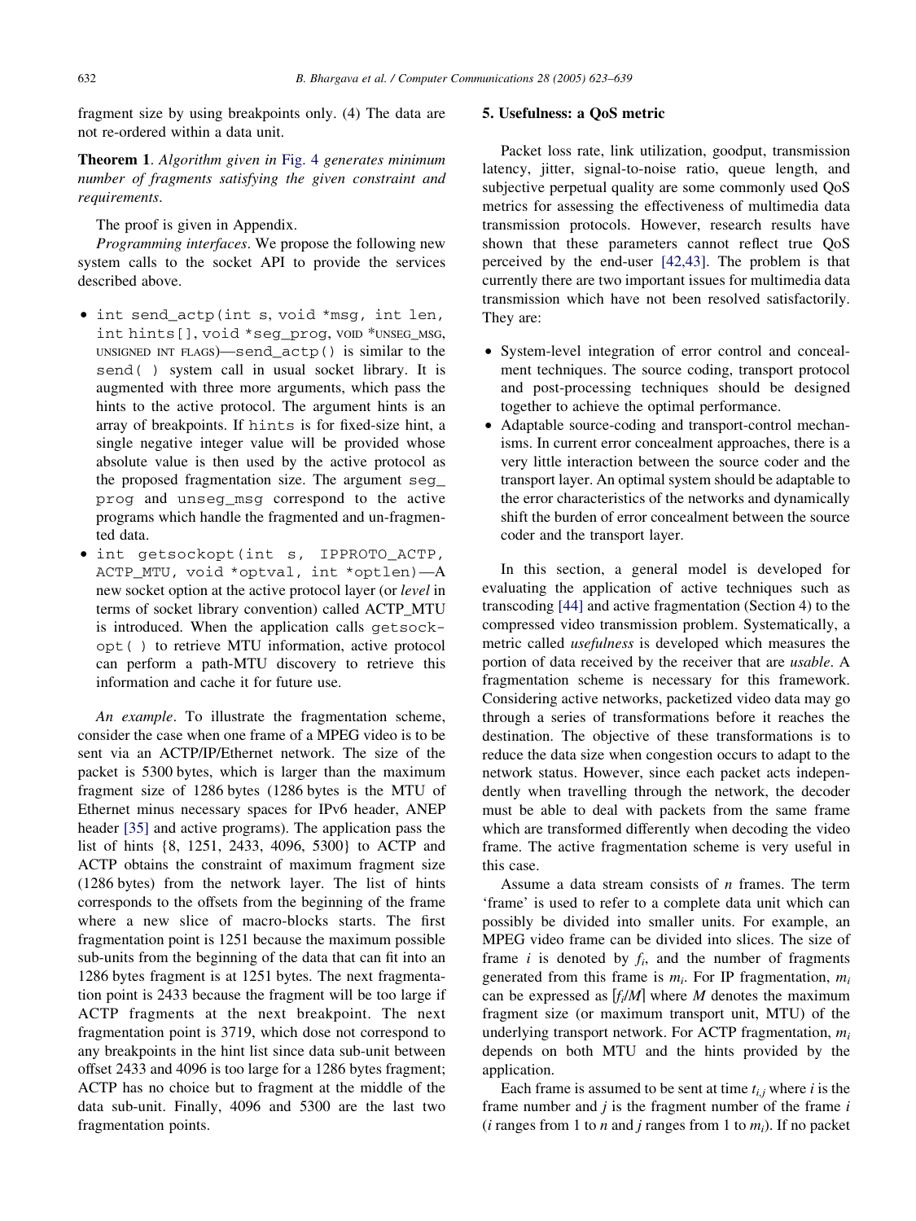fragment size by using breakpoints only. (4) The data are not re-ordered within a data unit.

**Theorem 1**. *Algorithm given in Fig. 4 generates minimum number of fragments satisfying the given constraint and requirements.*

The proof is given in Appendix.

*Programming interfaces*. We propose the following new system calls to the socket API to provide the services described above.

- `int send_actp(int s, void *msg, int len, int hints[], void *seg_prog, VOID *UNSEG_MSG, UNSIGNED INT FLAGS)`—`send_actp()` is similar to the `send( )` system call in usual socket library. It is augmented with three more arguments, which pass the hints to the active protocol. The argument hints is an array of breakpoints. If `hints` is for fixed-size hint, a single negative integer value will be provided whose absolute value is then used by the active protocol as the proposed fragmentation size. The argument `seg_prog` and `unseg_msg` correspond to the active programs which handle the fragmented and un-fragmented data.
- `int getsockopt(int s, IPPROTO_ACTP, ACTP_MTU, void *optval, int *optlen)`—A new socket option at the active protocol layer (or *level* in terms of socket library convention) called ACTP_MTU is introduced. When the application calls `getsockopt( )` to retrieve MTU information, active protocol can perform a path-MTU discovery to retrieve this information and cache it for future use.

*An example*. To illustrate the fragmentation scheme, consider the case when one frame of a MPEG video is to be sent via an ACTP/IP/Ethernet network. The size of the packet is 5300 bytes, which is larger than the maximum fragment size of 1286 bytes (1286 bytes is the MTU of Ethernet minus necessary spaces for IPv6 header, ANEP header [35] and active programs). The application pass the list of hints {8, 1251, 2433, 4096, 5300} to ACTP and ACTP obtains the constraint of maximum fragment size (1286 bytes) from the network layer. The list of hints corresponds to the offsets from the beginning of the frame where a new slice of macro-blocks starts. The first fragmentation point is 1251 because the maximum possible sub-units from the beginning of the data that can fit into an 1286 bytes fragment is at 1251 bytes. The next fragmentation point is 2433 because the fragment will be too large if ACTP fragments at the next breakpoint. The next fragmentation point is 3719, which dose not correspond to any breakpoints in the hint list since data sub-unit between offset 2433 and 4096 is too large for a 1286 bytes fragment; ACTP has no choice but to fragment at the middle of the data sub-unit. Finally, 4096 and 5300 are the last two fragmentation points.

## 5. Usefulness: a QoS metric

Packet loss rate, link utilization, goodput, transmission latency, jitter, signal-to-noise ratio, queue length, and subjective perpetual quality are some commonly used QoS metrics for assessing the effectiveness of multimedia data transmission protocols. However, research results have shown that these parameters cannot reflect true QoS perceived by the end-user [42,43]. The problem is that currently there are two important issues for multimedia data transmission which have not been resolved satisfactorily. They are:

- System-level integration of error control and concealment techniques. The source coding, transport protocol and post-processing techniques should be designed together to achieve the optimal performance.
- Adaptable source-coding and transport-control mechanisms. In current error concealment approaches, there is a very little interaction between the source coder and the transport layer. An optimal system should be adaptable to the error characteristics of the networks and dynamically shift the burden of error concealment between the source coder and the transport layer.

In this section, a general model is developed for evaluating the application of active techniques such as transcoding [44] and active fragmentation (Section 4) to the compressed video transmission problem. Systematically, a metric called *usefulness* is developed which measures the portion of data received by the receiver that are *usable*. A fragmentation scheme is necessary for this framework. Considering active networks, packetized video data may go through a series of transformations before it reaches the destination. The objective of these transformations is to reduce the data size when congestion occurs to adapt to the network status. However, since each packet acts independently when travelling through the network, the decoder must be able to deal with packets from the same frame which are transformed differently when decoding the video frame. The active fragmentation scheme is very useful in this case.

Assume a data stream consists of $n$ frames. The term 'frame' is used to refer to a complete data unit which can possibly be divided into smaller units. For example, an MPEG video frame can be divided into slices. The size of frame $i$ is denoted by $f_i$, and the number of fragments generated from this frame is $m_i$. For IP fragmentation, $m_i$ can be expressed as $\lceil f_i/M \rceil$ where $M$ denotes the maximum fragment size (or maximum transport unit, MTU) of the underlying transport network. For ACTP fragmentation, $m_i$ depends on both MTU and the hints provided by the application.

Each frame is assumed to be sent at time $t_{i,j}$ where $i$ is the frame number and $j$ is the fragment number of the frame $i$ ($i$ ranges from 1 to $n$ and $j$ ranges from 1 to $m_i$). If no packet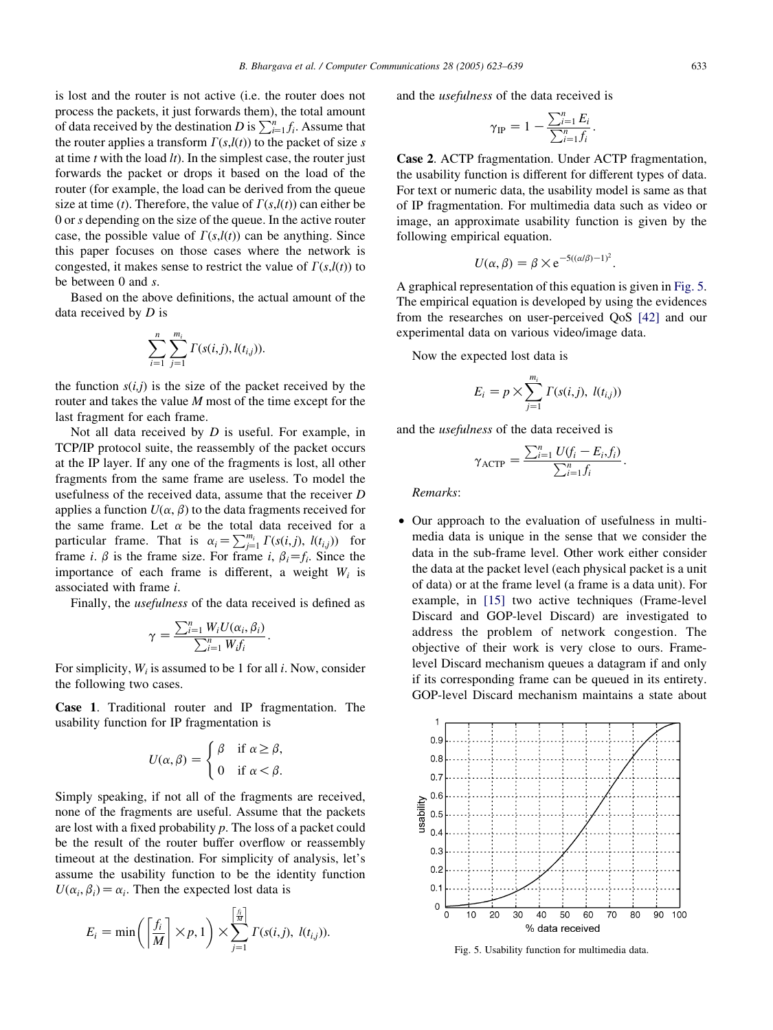is lost and the router is not active (i.e. the router does not process the packets, it just forwards them), the total amount of data received by the destination $D$ is $\sum_{i=1}^{n} f_i$. Assume that the router applies a transform $\Gamma(s,l(t))$ to the packet of size $s$ at time $t$ with the load $lt$). In the simplest case, the router just forwards the packet or drops it based on the load of the router (for example, the load can be derived from the queue size at time ($t$). Therefore, the value of $\Gamma(s,l(t))$ can either be 0 or $s$ depending on the size of the queue. In the active router case, the possible value of $\Gamma(s,l(t))$ can be anything. Since this paper focuses on those cases where the network is congested, it makes sense to restrict the value of $\Gamma(s,l(t))$ to be between 0 and $s$.

Based on the above definitions, the actual amount of the data received by $D$ is

$$\sum_{i=1}^{n} \sum_{j=1}^{m_i} \Gamma(s(i,j), l(t_{i,j})).$$

the function $s(i,j)$ is the size of the packet received by the router and takes the value $M$ most of the time except for the last fragment for each frame.

Not all data received by $D$ is useful. For example, in TCP/IP protocol suite, the reassembly of the packet occurs at the IP layer. If any one of the fragments is lost, all other fragments from the same frame are useless. To model the usefulness of the received data, assume that the receiver $D$ applies a function $U(\alpha, \beta)$ to the data fragments received for the same frame. Let $\alpha$ be the total data received for a particular frame. That is $\alpha_i = \sum_{j=1}^{m_i} \Gamma(s(i,j),\ l(t_{i,j}))$ for frame $i$. $\beta$ is the frame size. For frame $i$, $\beta_i = f_i$. Since the importance of each frame is different, a weight $W_i$ is associated with frame $i$.

Finally, the *usefulness* of the data received is defined as

$$\gamma = \frac{\sum_{i=1}^{n} W_i U(\alpha_i, \beta_i)}{\sum_{i=1}^{n} W_i f_i}.$$

For simplicity, $W_i$ is assumed to be 1 for all $i$. Now, consider the following two cases.

**Case 1**. Traditional router and IP fragmentation. The usability function for IP fragmentation is

$$U(\alpha, \beta) = \begin{cases} \beta & \text{if } \alpha \geq \beta, \\ 0 & \text{if } \alpha < \beta. \end{cases}$$

Simply speaking, if not all of the fragments are received, none of the fragments are useful. Assume that the packets are lost with a fixed probability $p$. The loss of a packet could be the result of the router buffer overflow or reassembly timeout at the destination. For simplicity of analysis, let's assume the usability function to be the identity function $U(\alpha_i, \beta_i) = \alpha_i$. Then the expected lost data is

$$E_i = \min\left(\left\lceil \frac{f_i}{M} \right\rceil \times p, 1\right) \times \sum_{j=1}^{\left\lceil \frac{f_i}{M} \right\rceil} \Gamma(s(i,j),\ l(t_{i,j})).$$

and the *usefulness* of the data received is

$$\gamma_{\mathrm{IP}} = 1 - \frac{\sum_{i=1}^{n} E_i}{\sum_{i=1}^{n} f_i}.$$

**Case 2**. ACTP fragmentation. Under ACTP fragmentation, the usability function is different for different types of data. For text or numeric data, the usability model is same as that of IP fragmentation. For multimedia data such as video or image, an approximate usability function is given by the following empirical equation.

$$U(\alpha, \beta) = \beta \times \mathrm{e}^{-5((\alpha/\beta)-1)^2}.$$

A graphical representation of this equation is given in Fig. 5. The empirical equation is developed by using the evidences from the researches on user-perceived QoS [42] and our experimental data on various video/image data.

Now the expected lost data is

$$E_i = p \times \sum_{j=1}^{m_i} \Gamma(s(i,j),\ l(t_{i,j}))$$

and the *usefulness* of the data received is

$$\gamma_{\mathrm{ACTP}} = \frac{\sum_{i=1}^{n} U(f_i - E_i, f_i)}{\sum_{i=1}^{n} f_i}.$$

*Remarks*:

- Our approach to the evaluation of usefulness in multimedia data is unique in the sense that we consider the data in the sub-frame level. Other work either consider the data at the packet level (each physical packet is a unit of data) or at the frame level (a frame is a data unit). For example, in [15] two active techniques (Frame-level Discard and GOP-level Discard) are investigated to address the problem of network congestion. The objective of their work is very close to ours. Frame-level Discard mechanism queues a datagram if and only if its corresponding frame can be queued in its entirety. GOP-level Discard mechanism maintains a state about

Fig. 5. Usability function for multimedia data.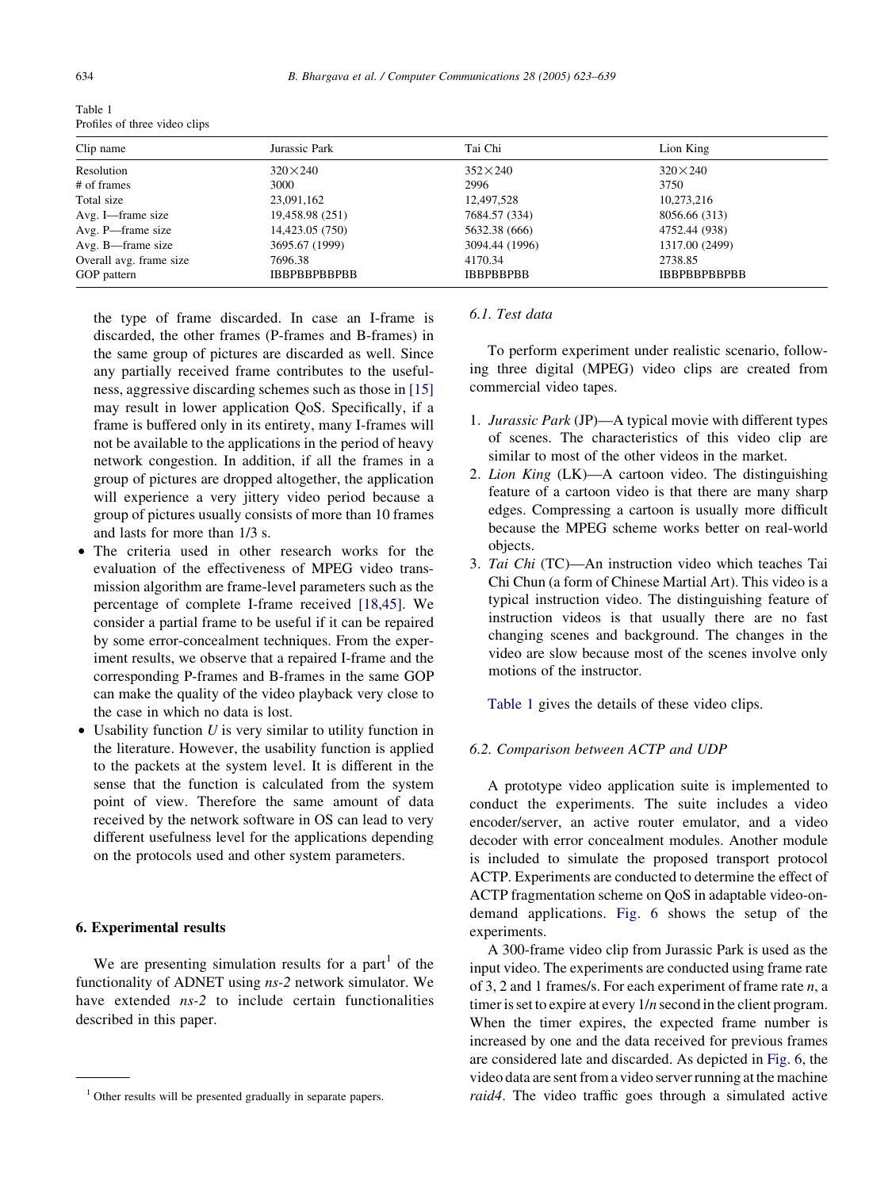Table 1
Profiles of three video clips

| Clip name | Jurassic Park | Tai Chi | Lion King |
|---|---|---|---|
| Resolution | 320×240 | 352×240 | 320×240 |
| # of frames | 3000 | 2996 | 3750 |
| Total size | 23,091,162 | 12,497,528 | 10,273,216 |
| Avg. I—frame size | 19,458.98 (251) | 7684.57 (334) | 8056.66 (313) |
| Avg. P—frame size | 14,423.05 (750) | 5632.38 (666) | 4752.44 (938) |
| Avg. B—frame size | 3695.67 (1999) | 3094.44 (1996) | 1317.00 (2499) |
| Overall avg. frame size | 7696.38 | 4170.34 | 2738.85 |
| GOP pattern | IBBPBBPBBPBB | IBBPBBPBB | IBBPBBPBBPBB |

the type of frame discarded. In case an I-frame is discarded, the other frames (P-frames and B-frames) in the same group of pictures are discarded as well. Since any partially received frame contributes to the usefulness, aggressive discarding schemes such as those in [15] may result in lower application QoS. Specifically, if a frame is buffered only in its entirety, many I-frames will not be available to the applications in the period of heavy network congestion. In addition, if all the frames in a group of pictures are dropped altogether, the application will experience a very jittery video period because a group of pictures usually consists of more than 10 frames and lasts for more than 1/3 s.

- The criteria used in other research works for the evaluation of the effectiveness of MPEG video transmission algorithm are frame-level parameters such as the percentage of complete I-frame received [18,45]. We consider a partial frame to be useful if it can be repaired by some error-concealment techniques. From the experiment results, we observe that a repaired I-frame and the corresponding P-frames and B-frames in the same GOP can make the quality of the video playback very close to the case in which no data is lost.
- Usability function $U$ is very similar to utility function in the literature. However, the usability function is applied to the packets at the system level. It is different in the sense that the function is calculated from the system point of view. Therefore the same amount of data received by the network software in OS can lead to very different usefulness level for the applications depending on the protocols used and other system parameters.

## 6. Experimental results

We are presenting simulation results for a part[1] of the functionality of ADNET using *ns-2* network simulator. We have extended *ns-2* to include certain functionalities described in this paper.

[1] Other results will be presented gradually in separate papers.

### 6.1. Test data

To perform experiment under realistic scenario, following three digital (MPEG) video clips are created from commercial video tapes.

1. *Jurassic Park* (JP)—A typical movie with different types of scenes. The characteristics of this video clip are similar to most of the other videos in the market.
2. *Lion King* (LK)—A cartoon video. The distinguishing feature of a cartoon video is that there are many sharp edges. Compressing a cartoon is usually more difficult because the MPEG scheme works better on real-world objects.
3. *Tai Chi* (TC)—An instruction video which teaches Tai Chi Chun (a form of Chinese Martial Art). This video is a typical instruction video. The distinguishing feature of instruction videos is that usually there are no fast changing scenes and background. The changes in the video are slow because most of the scenes involve only motions of the instructor.

Table 1 gives the details of these video clips.

### 6.2. Comparison between ACTP and UDP

A prototype video application suite is implemented to conduct the experiments. The suite includes a video encoder/server, an active router emulator, and a video decoder with error concealment modules. Another module is included to simulate the proposed transport protocol ACTP. Experiments are conducted to determine the effect of ACTP fragmentation scheme on QoS in adaptable video-on-demand applications. Fig. 6 shows the setup of the experiments.

A 300-frame video clip from Jurassic Park is used as the input video. The experiments are conducted using frame rate of 3, 2 and 1 frames/s. For each experiment of frame rate $n$, a timer is set to expire at every $1/n$ second in the client program. When the timer expires, the expected frame number is increased by one and the data received for previous frames are considered late and discarded. As depicted in Fig. 6, the video data are sent from a video server running at the machine *raid4*. The video traffic goes through a simulated active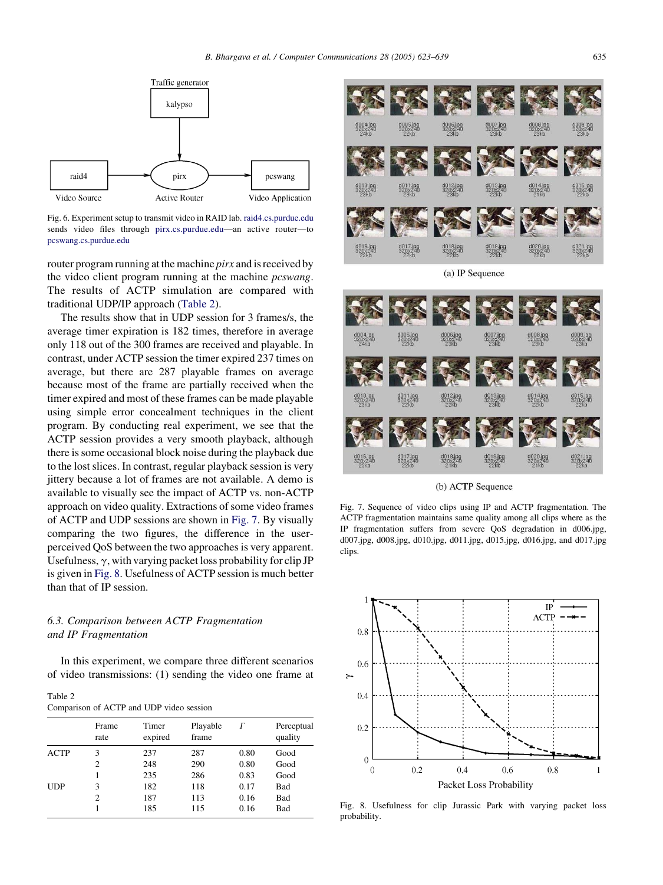Fig. 6. Experiment setup to transmit video in RAID lab. raid4.cs.purdue.edu sends video files through pirx.cs.purdue.edu—an active router—to pcswang.cs.purdue.edu

router program running at the machine *pirx* and is received by the video client program running at the machine *pcswang*. The results of ACTP simulation are compared with traditional UDP/IP approach (Table 2).

The results show that in UDP session for 3 frames/s, the average timer expiration is 182 times, therefore in average only 118 out of the 300 frames are received and playable. In contrast, under ACTP session the timer expired 237 times on average, but there are 287 playable frames on average because most of the frame are partially received when the timer expired and most of these frames can be made playable using simple error concealment techniques in the client program. By conducting real experiment, we see that the ACTP session provides a very smooth playback, although there is some occasional block noise during the playback due to the lost slices. In contrast, regular playback session is very jittery because a lot of frames are not available. A demo is available to visually see the impact of ACTP vs. non-ACTP approach on video quality. Extractions of some video frames of ACTP and UDP sessions are shown in Fig. 7. By visually comparing the two figures, the difference in the user-perceived QoS between the two approaches is very apparent. Usefulness, $\gamma$, with varying packet loss probability for clip JP is given in Fig. 8. Usefulness of ACTP session is much better than that of IP session.

### 6.3. Comparison between ACTP Fragmentation and IP Fragmentation

In this experiment, we compare three different scenarios of video transmissions: (1) sending the video one frame at

Table 2
Comparison of ACTP and UDP video session

| | Frame rate | Timer expired | Playable frame | $\Gamma$ | Perceptual quality |
|---|---|---|---|---|---|
| ACTP | 3 | 237 | 287 | 0.80 | Good |
| | 2 | 248 | 290 | 0.80 | Good |
| | 1 | 235 | 286 | 0.83 | Good |
| UDP | 3 | 182 | 118 | 0.17 | Bad |
| | 2 | 187 | 113 | 0.16 | Bad |
| | 1 | 185 | 115 | 0.16 | Bad |

(a) IP Sequence

(b) ACTP Sequence

Fig. 7. Sequence of video clips using IP and ACTP fragmentation. The ACTP fragmentation maintains same quality among all clips where as the IP fragmentation suffers from severe QoS degradation in d006.jpg, d007.jpg, d008.jpg, d010.jpg, d011.jpg, d015.jpg, d016.jpg, and d017.jpg clips.

Fig. 8. Usefulness for clip Jurassic Park with varying packet loss probability.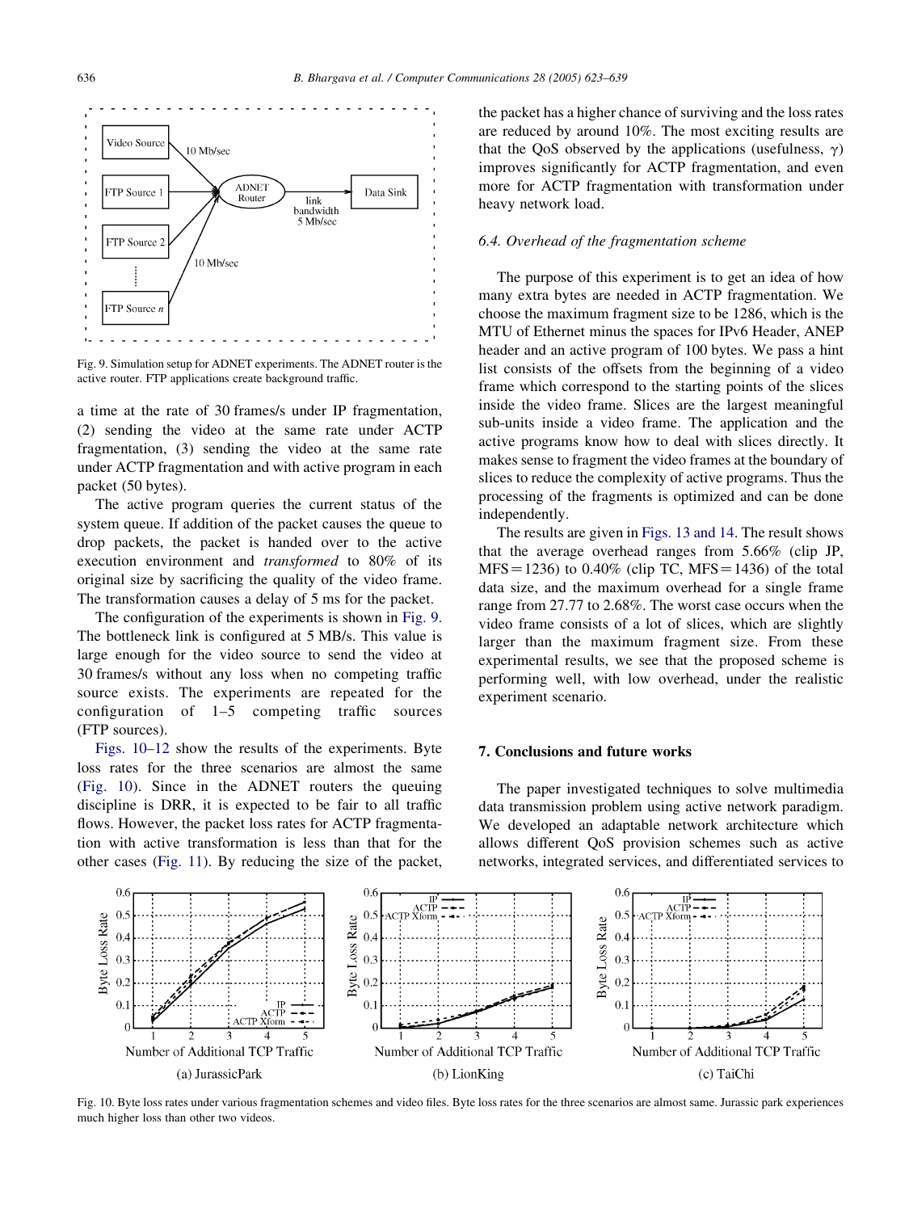Fig. 9. Simulation setup for ADNET experiments. The ADNET router is the active router. FTP applications create background traffic.

a time at the rate of 30 frames/s under IP fragmentation, (2) sending the video at the same rate under ACTP fragmentation, (3) sending the video at the same rate under ACTP fragmentation and with active program in each packet (50 bytes).

The active program queries the current status of the system queue. If addition of the packet causes the queue to drop packets, the packet is handed over to the active execution environment and *transformed* to 80% of its original size by sacrificing the quality of the video frame. The transformation causes a delay of 5 ms for the packet.

The configuration of the experiments is shown in Fig. 9. The bottleneck link is configured at 5 MB/s. This value is large enough for the video source to send the video at 30 frames/s without any loss when no competing traffic source exists. The experiments are repeated for the configuration of 1–5 competing traffic sources (FTP sources).

Figs. 10–12 show the results of the experiments. Byte loss rates for the three scenarios are almost the same (Fig. 10). Since in the ADNET routers the queuing discipline is DRR, it is expected to be fair to all traffic flows. However, the packet loss rates for ACTP fragmentation with active transformation is less than that for the other cases (Fig. 11). By reducing the size of the packet, the packet has a higher chance of surviving and the loss rates are reduced by around 10%. The most exciting results are that the QoS observed by the applications (usefulness, $\gamma$) improves significantly for ACTP fragmentation, and even more for ACTP fragmentation with transformation under heavy network load.

### 6.4. Overhead of the fragmentation scheme

The purpose of this experiment is to get an idea of how many extra bytes are needed in ACTP fragmentation. We choose the maximum fragment size to be 1286, which is the MTU of Ethernet minus the spaces for IPv6 Header, ANEP header and an active program of 100 bytes. We pass a hint list consists of the offsets from the beginning of a video frame which correspond to the starting points of the slices inside the video frame. Slices are the largest meaningful sub-units inside a video frame. The application and the active programs know how to deal with slices directly. It makes sense to fragment the video frames at the boundary of slices to reduce the complexity of active programs. Thus the processing of the fragments is optimized and can be done independently.

The results are given in Figs. 13 and 14. The result shows that the average overhead ranges from 5.66% (clip JP, MFS = 1236) to 0.40% (clip TC, MFS = 1436) of the total data size, and the maximum overhead for a single frame range from 27.77 to 2.68%. The worst case occurs when the video frame consists of a lot of slices, which are slightly larger than the maximum fragment size. From these experimental results, we see that the proposed scheme is performing well, with low overhead, under the realistic experiment scenario.

## 7. Conclusions and future works

The paper investigated techniques to solve multimedia data transmission problem using active network paradigm. We developed an adaptable network architecture which allows different QoS provision schemes such as active networks, integrated services, and differentiated services to

Fig. 10. Byte loss rates under various fragmentation schemes and video files. Byte loss rates for the three scenarios are almost same. Jurassic park experiences much higher loss than other two videos.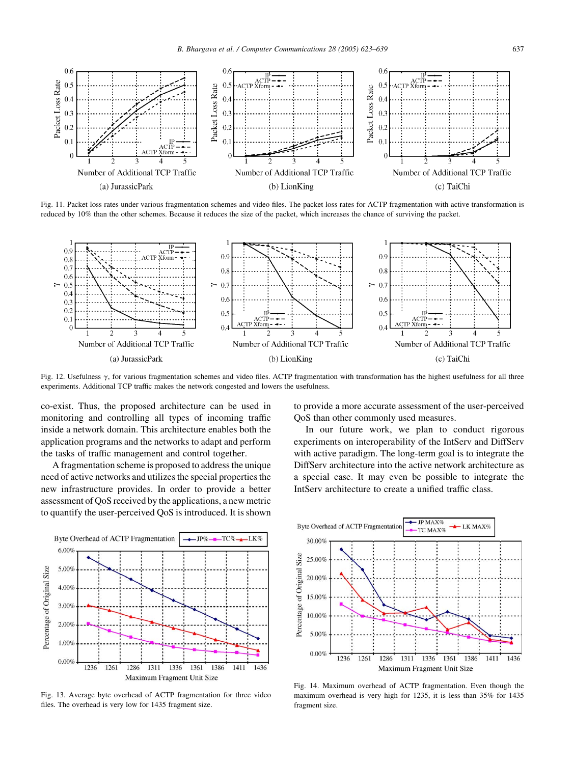Fig. 11. Packet loss rates under various fragmentation schemes and video files. The packet loss rates for ACTP fragmentation with active transformation is reduced by 10% than the other schemes. Because it reduces the size of the packet, which increases the chance of surviving the packet.

Fig. 12. Usefulness $\gamma$, for various fragmentation schemes and video files. ACTP fragmentation with transformation has the highest usefulness for all three experiments. Additional TCP traffic makes the network congested and lowers the usefulness.

co-exist. Thus, the proposed architecture can be used in monitoring and controlling all types of incoming traffic inside a network domain. This architecture enables both the application programs and the networks to adapt and perform the tasks of traffic management and control together.

A fragmentation scheme is proposed to address the unique need of active networks and utilizes the special properties the new infrastructure provides. In order to provide a better assessment of QoS received by the applications, a new metric to quantify the user-perceived QoS is introduced. It is shown to provide a more accurate assessment of the user-perceived QoS than other commonly used measures.

In our future work, we plan to conduct rigorous experiments on interoperability of the IntServ and DiffServ with active paradigm. The long-term goal is to integrate the DiffServ architecture into the active network architecture as a special case. It may even be possible to integrate the IntServ architecture to create a unified traffic class.

Fig. 13. Average byte overhead of ACTP fragmentation for three video files. The overhead is very low for 1435 fragment size.

Fig. 14. Maximum overhead of ACTP fragmentation. Even though the maximum overhead is very high for 1235, it is less than 35% for 1435 fragment size.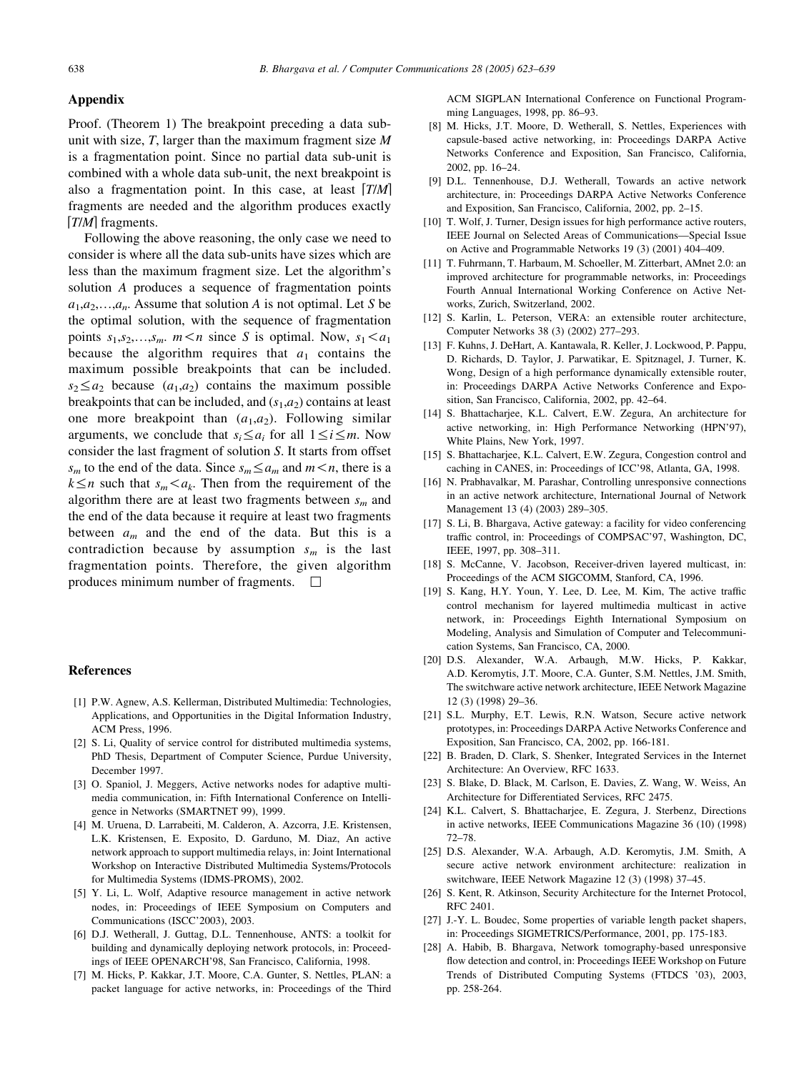## Appendix

Proof. (Theorem 1) The breakpoint preceding a data sub-unit with size, $T$, larger than the maximum fragment size $M$ is a fragmentation point. Since no partial data sub-unit is combined with a whole data sub-unit, the next breakpoint is also a fragmentation point. In this case, at least $\lceil T/M \rceil$ fragments are needed and the algorithm produces exactly $\lceil T/M \rceil$ fragments.

Following the above reasoning, the only case we need to consider is where all the data sub-units have sizes which are less than the maximum fragment size. Let the algorithm's solution $A$ produce a sequence of fragmentation points $a_1, a_2, \ldots, a_n$. Assume that solution $A$ is not optimal. Let $S$ be the optimal solution, with the sequence of fragmentation points $s_1, s_2, \ldots, s_m$. $m < n$ since $S$ is optimal. Now, $s_1 < a_1$ because the algorithm requires that $a_1$ contains the maximum possible breakpoints that can be included. $s_2 \leq a_2$ because $(a_1, a_2)$ contains the maximum possible breakpoints that can be included, and $(s_1, a_2)$ contains at least one more breakpoint than $(a_1, a_2)$. Following similar arguments, we conclude that $s_i \leq a_i$ for all $1 \leq i \leq m$. Now consider the last fragment of solution $S$. It starts from offset $s_m$ to the end of the data. Since $s_m \leq a_m$ and $m < n$, there is a $k \leq n$ such that $s_m < a_k$. Then from the requirement of the algorithm there are at least two fragments between $s_m$ and the end of the data because it require at least two fragments between $a_m$ and the end of the data. But this is a contradiction because by assumption $s_m$ is the last fragmentation points. Therefore, the given algorithm produces minimum number of fragments. □

## References

[1] P.W. Agnew, A.S. Kellerman, Distributed Multimedia: Technologies, Applications, and Opportunities in the Digital Information Industry, ACM Press, 1996.

[2] S. Li, Quality of service control for distributed multimedia systems, PhD Thesis, Department of Computer Science, Purdue University, December 1997.

[3] O. Spaniol, J. Meggers, Active networks nodes for adaptive multimedia communication, in: Fifth International Conference on Intelligence in Networks (SMARTNET 99), 1999.

[4] M. Uruena, D. Larrabeiti, M. Calderon, A. Azcorra, J.E. Kristensen, L.K. Kristensen, E. Exposito, D. Garduno, M. Diaz, An active network approach to support multimedia relays, in: Joint International Workshop on Interactive Distributed Multimedia Systems/Protocols for Multimedia Systems (IDMS-PROMS), 2002.

[5] Y. Li, L. Wolf, Adaptive resource management in active network nodes, in: Proceedings of IEEE Symposium on Computers and Communications (ISCC'2003), 2003.

[6] D.J. Wetherall, J. Guttag, D.L. Tennenhouse, ANTS: a toolkit for building and dynamically deploying network protocols, in: Proceedings of IEEE OPENARCH'98, San Francisco, California, 1998.

[7] M. Hicks, P. Kakkar, J.T. Moore, C.A. Gunter, S. Nettles, PLAN: a packet language for active networks, in: Proceedings of the Third ACM SIGPLAN International Conference on Functional Programming Languages, 1998, pp. 86–93.

[8] M. Hicks, J.T. Moore, D. Wetherall, S. Nettles, Experiences with capsule-based active networking, in: Proceedings DARPA Active Networks Conference and Exposition, San Francisco, California, 2002, pp. 16–24.

[9] D.L. Tennenhouse, D.J. Wetherall, Towards an active network architecture, in: Proceedings DARPA Active Networks Conference and Exposition, San Francisco, California, 2002, pp. 2–15.

[10] T. Wolf, J. Turner, Design issues for high performance active routers, IEEE Journal on Selected Areas of Communications—Special Issue on Active and Programmable Networks 19 (3) (2001) 404–409.

[11] T. Fuhrmann, T. Harbaum, M. Schoeller, M. Zitterbart, AMnet 2.0: an improved architecture for programmable networks, in: Proceedings Fourth Annual International Working Conference on Active Networks, Zurich, Switzerland, 2002.

[12] S. Karlin, L. Peterson, VERA: an extensible router architecture, Computer Networks 38 (3) (2002) 277–293.

[13] F. Kuhns, J. DeHart, A. Kantawala, R. Keller, J. Lockwood, P. Pappu, D. Richards, D. Taylor, J. Parwatikar, E. Spitznagel, J. Turner, K. Wong, Design of a high performance dynamically extensible router, in: Proceedings DARPA Active Networks Conference and Exposition, San Francisco, California, 2002, pp. 42–64.

[14] S. Bhattacharjee, K.L. Calvert, E.W. Zegura, An architecture for active networking, in: High Performance Networking (HPN'97), White Plains, New York, 1997.

[15] S. Bhattacharjee, K.L. Calvert, E.W. Zegura, Congestion control and caching in CANES, in: Proceedings of ICC'98, Atlanta, GA, 1998.

[16] N. Prabhavalkar, M. Parashar, Controlling unresponsive connections in an active network architecture, International Journal of Network Management 13 (4) (2003) 289–305.

[17] S. Li, B. Bhargava, Active gateway: a facility for video conferencing traffic control, in: Proceedings of COMPSAC'97, Washington, DC, IEEE, 1997, pp. 308–311.

[18] S. McCanne, V. Jacobson, Receiver-driven layered multicast, in: Proceedings of the ACM SIGCOMM, Stanford, CA, 1996.

[19] S. Kang, H.Y. Youn, Y. Lee, D. Lee, M. Kim, The active traffic control mechanism for layered multimedia multicast in active network, in: Proceedings Eighth International Symposium on Modeling, Analysis and Simulation of Computer and Telecommunication Systems, San Francisco, CA, 2000.

[20] D.S. Alexander, W.A. Arbaugh, M.W. Hicks, P. Kakkar, A.D. Keromytis, J.T. Moore, C.A. Gunter, S.M. Nettles, J.M. Smith, The switchware active network architecture, IEEE Network Magazine 12 (3) (1998) 29–36.

[21] S.L. Murphy, E.T. Lewis, R.N. Watson, Secure active network prototypes, in: Proceedings DARPA Active Networks Conference and Exposition, San Francisco, CA, 2002, pp. 166-181.

[22] B. Braden, D. Clark, S. Shenker, Integrated Services in the Internet Architecture: An Overview, RFC 1633.

[23] S. Blake, D. Black, M. Carlson, E. Davies, Z. Wang, W. Weiss, An Architecture for Differentiated Services, RFC 2475.

[24] K.L. Calvert, S. Bhattacharjee, E. Zegura, J. Sterbenz, Directions in active networks, IEEE Communications Magazine 36 (10) (1998) 72–78.

[25] D.S. Alexander, W.A. Arbaugh, A.D. Keromytis, J.M. Smith, A secure active network environment architecture: realization in switchware, IEEE Network Magazine 12 (3) (1998) 37–45.

[26] S. Kent, R. Atkinson, Security Architecture for the Internet Protocol, RFC 2401.

[27] J.-Y. L. Boudec, Some properties of variable length packet shapers, in: Proceedings SIGMETRICS/Performance, 2001, pp. 175-183.

[28] A. Habib, B. Bhargava, Network tomography-based unresponsive flow detection and control, in: Proceedings IEEE Workshop on Future Trends of Distributed Computing Systems (FTDCS '03), 2003, pp. 258-264.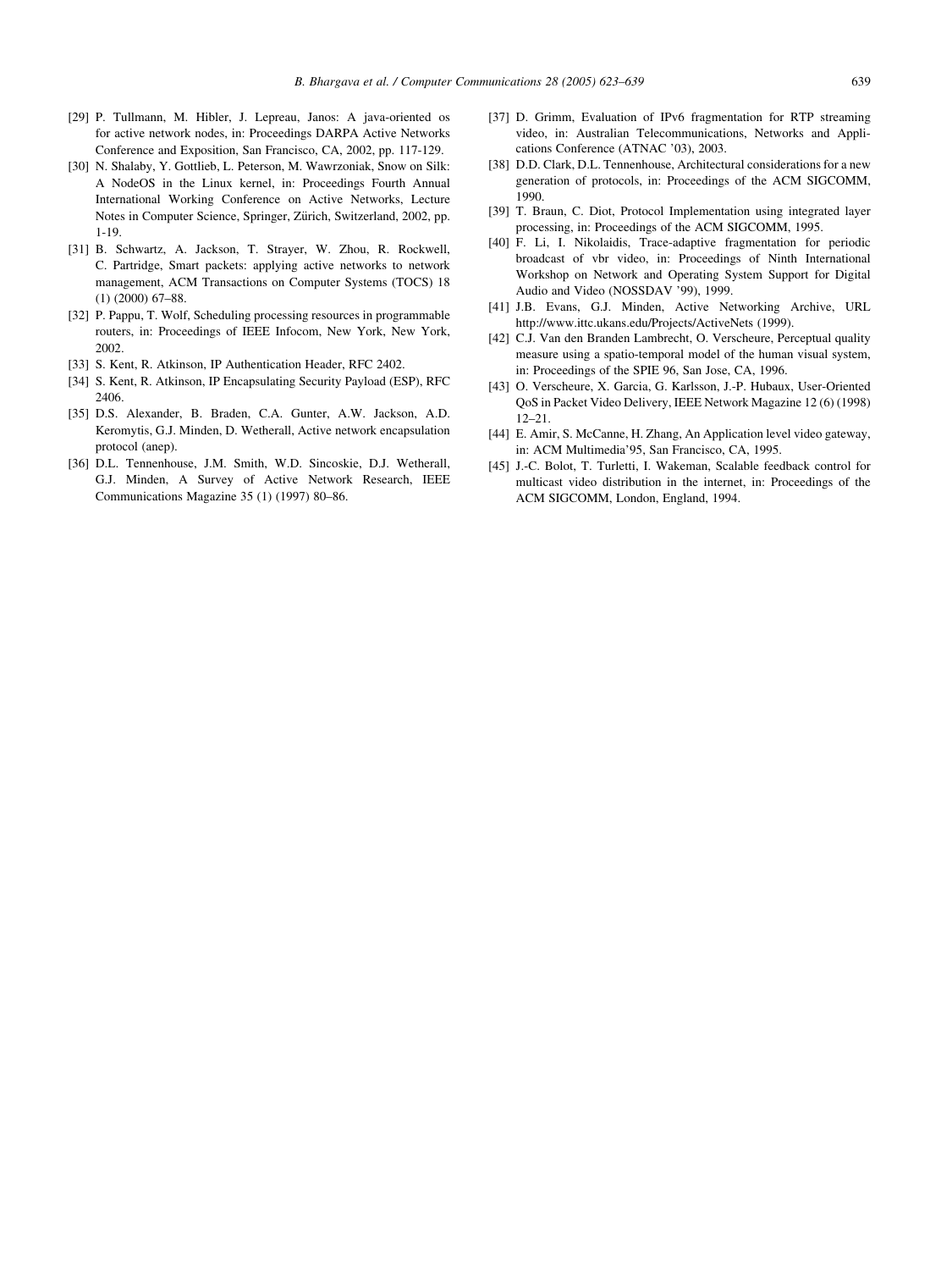[29] P. Tullmann, M. Hibler, J. Lepreau, Janos: A java-oriented os for active network nodes, in: Proceedings DARPA Active Networks Conference and Exposition, San Francisco, CA, 2002, pp. 117-129.

[30] N. Shalaby, Y. Gottlieb, L. Peterson, M. Wawrzoniak, Snow on Silk: A NodeOS in the Linux kernel, in: Proceedings Fourth Annual International Working Conference on Active Networks, Lecture Notes in Computer Science, Springer, Zürich, Switzerland, 2002, pp. 1-19.

[31] B. Schwartz, A. Jackson, T. Strayer, W. Zhou, R. Rockwell, C. Partridge, Smart packets: applying active networks to network management, ACM Transactions on Computer Systems (TOCS) 18 (1) (2000) 67–88.

[32] P. Pappu, T. Wolf, Scheduling processing resources in programmable routers, in: Proceedings of IEEE Infocom, New York, New York, 2002.

[33] S. Kent, R. Atkinson, IP Authentication Header, RFC 2402.

[34] S. Kent, R. Atkinson, IP Encapsulating Security Payload (ESP), RFC 2406.

[35] D.S. Alexander, B. Braden, C.A. Gunter, A.W. Jackson, A.D. Keromytis, G.J. Minden, D. Wetherall, Active network encapsulation protocol (anep).

[36] D.L. Tennenhouse, J.M. Smith, W.D. Sincoskie, D.J. Wetherall, G.J. Minden, A Survey of Active Network Research, IEEE Communications Magazine 35 (1) (1997) 80–86.

[37] D. Grimm, Evaluation of IPv6 fragmentation for RTP streaming video, in: Australian Telecommunications, Networks and Applications Conference (ATNAC '03), 2003.

[38] D.D. Clark, D.L. Tennenhouse, Architectural considerations for a new generation of protocols, in: Proceedings of the ACM SIGCOMM, 1990.

[39] T. Braun, C. Diot, Protocol Implementation using integrated layer processing, in: Proceedings of the ACM SIGCOMM, 1995.

[40] F. Li, I. Nikolaidis, Trace-adaptive fragmentation for periodic broadcast of vbr video, in: Proceedings of Ninth International Workshop on Network and Operating System Support for Digital Audio and Video (NOSSDAV '99), 1999.

[41] J.B. Evans, G.J. Minden, Active Networking Archive, URL http://www.ittc.ukans.edu/Projects/ActiveNets (1999).

[42] C.J. Van den Branden Lambrecht, O. Verscheure, Perceptual quality measure using a spatio-temporal model of the human visual system, in: Proceedings of the SPIE 96, San Jose, CA, 1996.

[43] O. Verscheure, X. Garcia, G. Karlsson, J.-P. Hubaux, User-Oriented QoS in Packet Video Delivery, IEEE Network Magazine 12 (6) (1998) 12–21.

[44] E. Amir, S. McCanne, H. Zhang, An Application level video gateway, in: ACM Multimedia'95, San Francisco, CA, 1995.

[45] J.-C. Bolot, T. Turletti, I. Wakeman, Scalable feedback control for multicast video distribution in the internet, in: Proceedings of the ACM SIGCOMM, London, England, 1994.